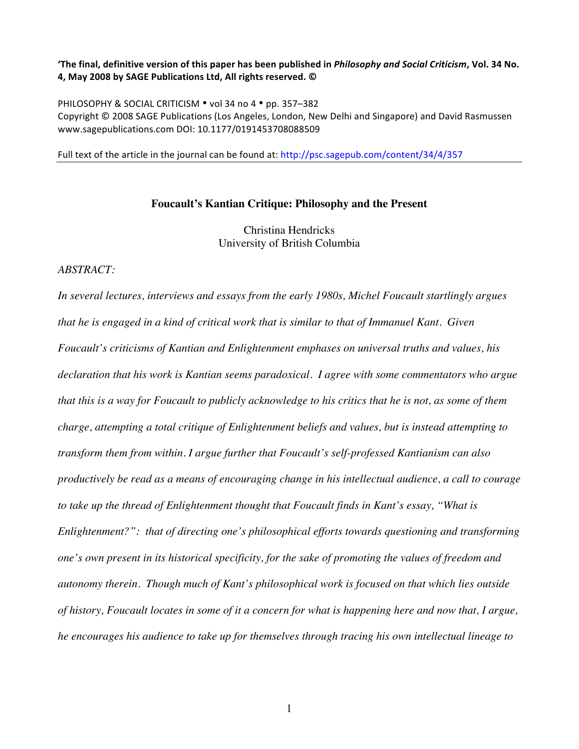**'The final, definitive version of this paper has been published in *Philosophy and Social Criticism*, Vol. 34 No. 4, May 2008 by SAGE Publications Ltd, All rights reserved. ©**

PHILOSOPHY & SOCIAL CRITICISM • vol 34 no 4 • pp. 357–382
Copyright © 2008 SAGE Publications (Los Angeles, London, New Delhi and Singapore) and David Rasmussen
www.sagepublications.com DOI: 10.1177/0191453708088509

Full text of the article in the journal can be found at: http://psc.sagepub.com/content/34/4/357

---

# Foucault's Kantian Critique: Philosophy and the Present

Christina Hendricks
University of British Columbia

*ABSTRACT:*

*In several lectures, interviews and essays from the early 1980s, Michel Foucault startlingly argues that he is engaged in a kind of critical work that is similar to that of Immanuel Kant. Given Foucault's criticisms of Kantian and Enlightenment emphases on universal truths and values, his declaration that his work is Kantian seems paradoxical. I agree with some commentators who argue that this is a way for Foucault to publicly acknowledge to his critics that he is not, as some of them charge, attempting a total critique of Enlightenment beliefs and values, but is instead attempting to transform them from within. I argue further that Foucault's self-professed Kantianism can also productively be read as a means of encouraging change in his intellectual audience, a call to courage to take up the thread of Enlightenment thought that Foucault finds in Kant's essay, "What is Enlightenment?": that of directing one's philosophical efforts towards questioning and transforming one's own present in its historical specificity, for the sake of promoting the values of freedom and autonomy therein. Though much of Kant's philosophical work is focused on that which lies outside of history, Foucault locates in some of it a concern for what is happening here and now that, I argue, he encourages his audience to take up for themselves through tracing his own intellectual lineage to*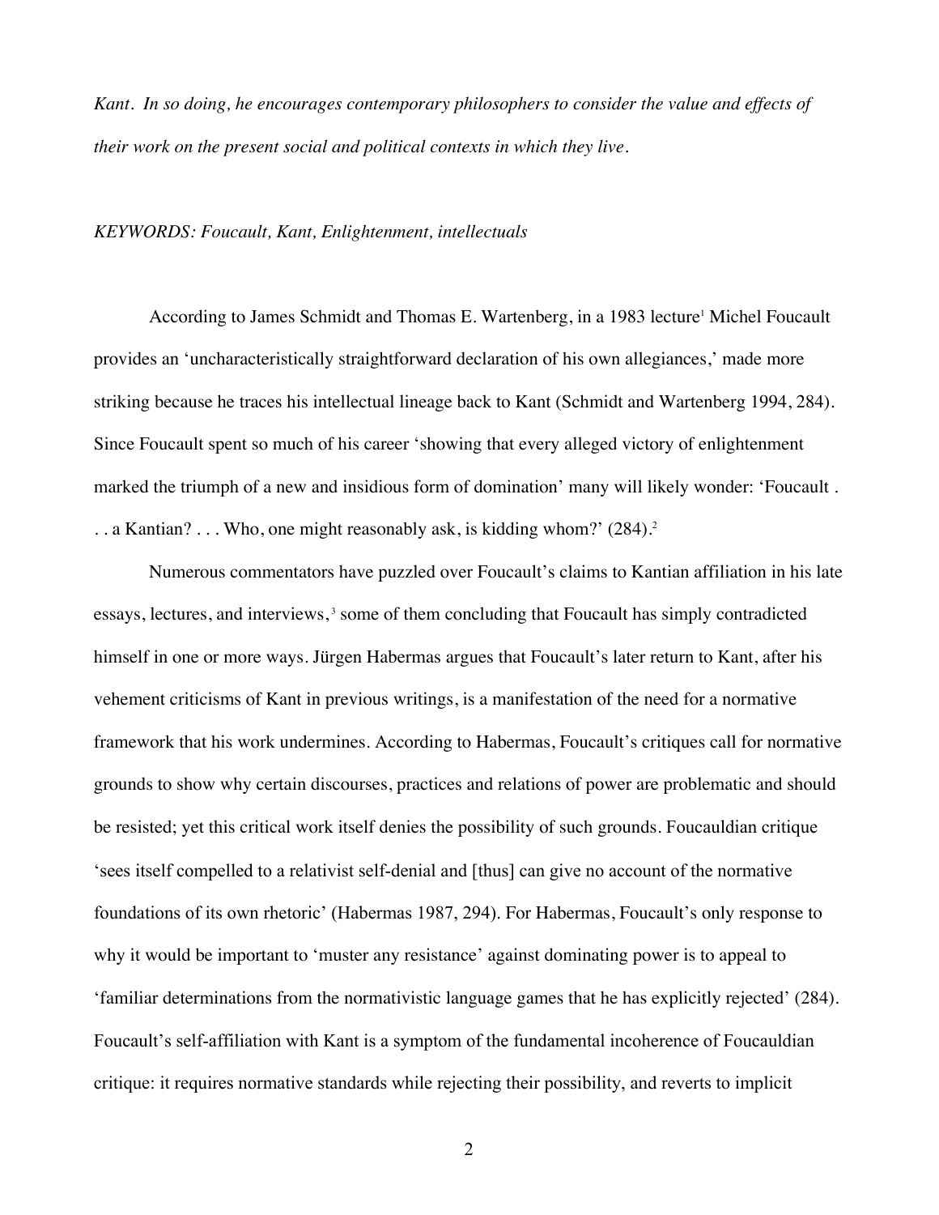*Kant. In so doing, he encourages contemporary philosophers to consider the value and effects of their work on the present social and political contexts in which they live.*

*KEYWORDS: Foucault, Kant, Enlightenment, intellectuals*

According to James Schmidt and Thomas E. Wartenberg, in a 1983 lecture[1] Michel Foucault provides an 'uncharacteristically straightforward declaration of his own allegiances,' made more striking because he traces his intellectual lineage back to Kant (Schmidt and Wartenberg 1994, 284). Since Foucault spent so much of his career 'showing that every alleged victory of enlightenment marked the triumph of a new and insidious form of domination' many will likely wonder: 'Foucault . . . a Kantian? . . . Who, one might reasonably ask, is kidding whom?' (284).[2]

Numerous commentators have puzzled over Foucault's claims to Kantian affiliation in his late essays, lectures, and interviews,[3] some of them concluding that Foucault has simply contradicted himself in one or more ways. Jürgen Habermas argues that Foucault's later return to Kant, after his vehement criticisms of Kant in previous writings, is a manifestation of the need for a normative framework that his work undermines. According to Habermas, Foucault's critiques call for normative grounds to show why certain discourses, practices and relations of power are problematic and should be resisted; yet this critical work itself denies the possibility of such grounds. Foucauldian critique 'sees itself compelled to a relativist self-denial and [thus] can give no account of the normative foundations of its own rhetoric' (Habermas 1987, 294). For Habermas, Foucault's only response to why it would be important to 'muster any resistance' against dominating power is to appeal to 'familiar determinations from the normativistic language games that he has explicitly rejected' (284). Foucault's self-affiliation with Kant is a symptom of the fundamental incoherence of Foucauldian critique: it requires normative standards while rejecting their possibility, and reverts to implicit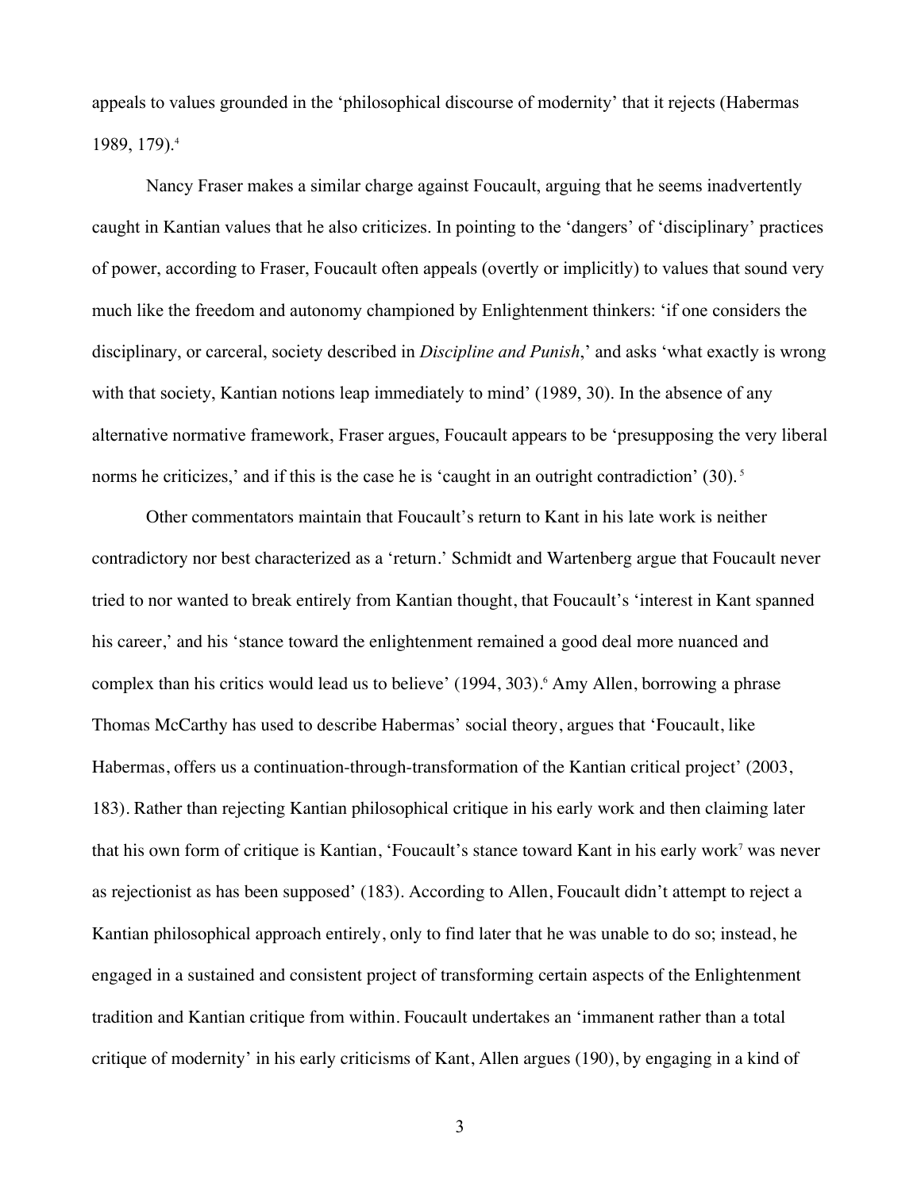appeals to values grounded in the 'philosophical discourse of modernity' that it rejects (Habermas 1989, 179).[4]

Nancy Fraser makes a similar charge against Foucault, arguing that he seems inadvertently caught in Kantian values that he also criticizes. In pointing to the 'dangers' of 'disciplinary' practices of power, according to Fraser, Foucault often appeals (overtly or implicitly) to values that sound very much like the freedom and autonomy championed by Enlightenment thinkers: 'if one considers the disciplinary, or carceral, society described in *Discipline and Punish*,' and asks 'what exactly is wrong with that society, Kantian notions leap immediately to mind' (1989, 30). In the absence of any alternative normative framework, Fraser argues, Foucault appears to be 'presupposing the very liberal norms he criticizes,' and if this is the case he is 'caught in an outright contradiction' (30).[5]

Other commentators maintain that Foucault's return to Kant in his late work is neither contradictory nor best characterized as a 'return.' Schmidt and Wartenberg argue that Foucault never tried to nor wanted to break entirely from Kantian thought, that Foucault's 'interest in Kant spanned his career,' and his 'stance toward the enlightenment remained a good deal more nuanced and complex than his critics would lead us to believe' (1994, 303).[6] Amy Allen, borrowing a phrase Thomas McCarthy has used to describe Habermas' social theory, argues that 'Foucault, like Habermas, offers us a continuation-through-transformation of the Kantian critical project' (2003, 183). Rather than rejecting Kantian philosophical critique in his early work and then claiming later that his own form of critique is Kantian, 'Foucault's stance toward Kant in his early work[7] was never as rejectionist as has been supposed' (183). According to Allen, Foucault didn't attempt to reject a Kantian philosophical approach entirely, only to find later that he was unable to do so; instead, he engaged in a sustained and consistent project of transforming certain aspects of the Enlightenment tradition and Kantian critique from within. Foucault undertakes an 'immanent rather than a total critique of modernity' in his early criticisms of Kant, Allen argues (190), by engaging in a kind of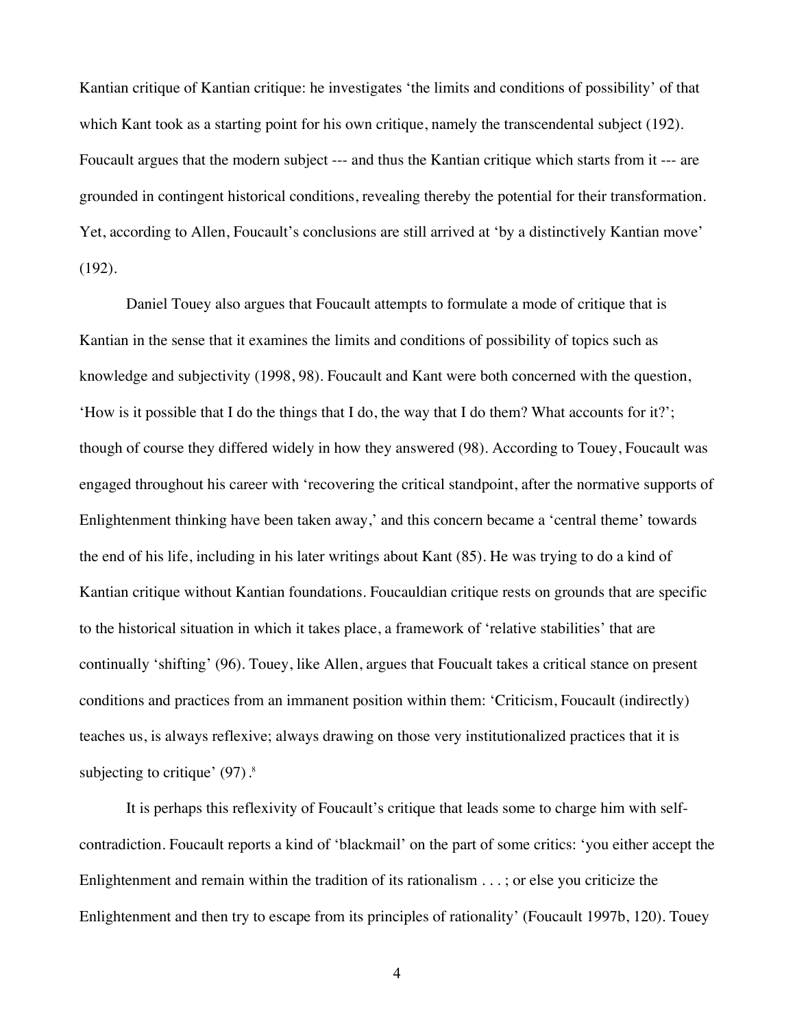Kantian critique of Kantian critique: he investigates 'the limits and conditions of possibility' of that which Kant took as a starting point for his own critique, namely the transcendental subject (192). Foucault argues that the modern subject --- and thus the Kantian critique which starts from it --- are grounded in contingent historical conditions, revealing thereby the potential for their transformation. Yet, according to Allen, Foucault's conclusions are still arrived at 'by a distinctively Kantian move' (192).

Daniel Touey also argues that Foucault attempts to formulate a mode of critique that is Kantian in the sense that it examines the limits and conditions of possibility of topics such as knowledge and subjectivity (1998, 98). Foucault and Kant were both concerned with the question, 'How is it possible that I do the things that I do, the way that I do them? What accounts for it?'; though of course they differed widely in how they answered (98). According to Touey, Foucault was engaged throughout his career with 'recovering the critical standpoint, after the normative supports of Enlightenment thinking have been taken away,' and this concern became a 'central theme' towards the end of his life, including in his later writings about Kant (85). He was trying to do a kind of Kantian critique without Kantian foundations. Foucauldian critique rests on grounds that are specific to the historical situation in which it takes place, a framework of 'relative stabilities' that are continually 'shifting' (96). Touey, like Allen, argues that Foucault takes a critical stance on present conditions and practices from an immanent position within them: 'Criticism, Foucault (indirectly) teaches us, is always reflexive; always drawing on those very institutionalized practices that it is subjecting to critique' (97).[8]

It is perhaps this reflexivity of Foucault's critique that leads some to charge him with self-contradiction. Foucault reports a kind of 'blackmail' on the part of some critics: 'you either accept the Enlightenment and remain within the tradition of its rationalism . . . ; or else you criticize the Enlightenment and then try to escape from its principles of rationality' (Foucault 1997b, 120). Touey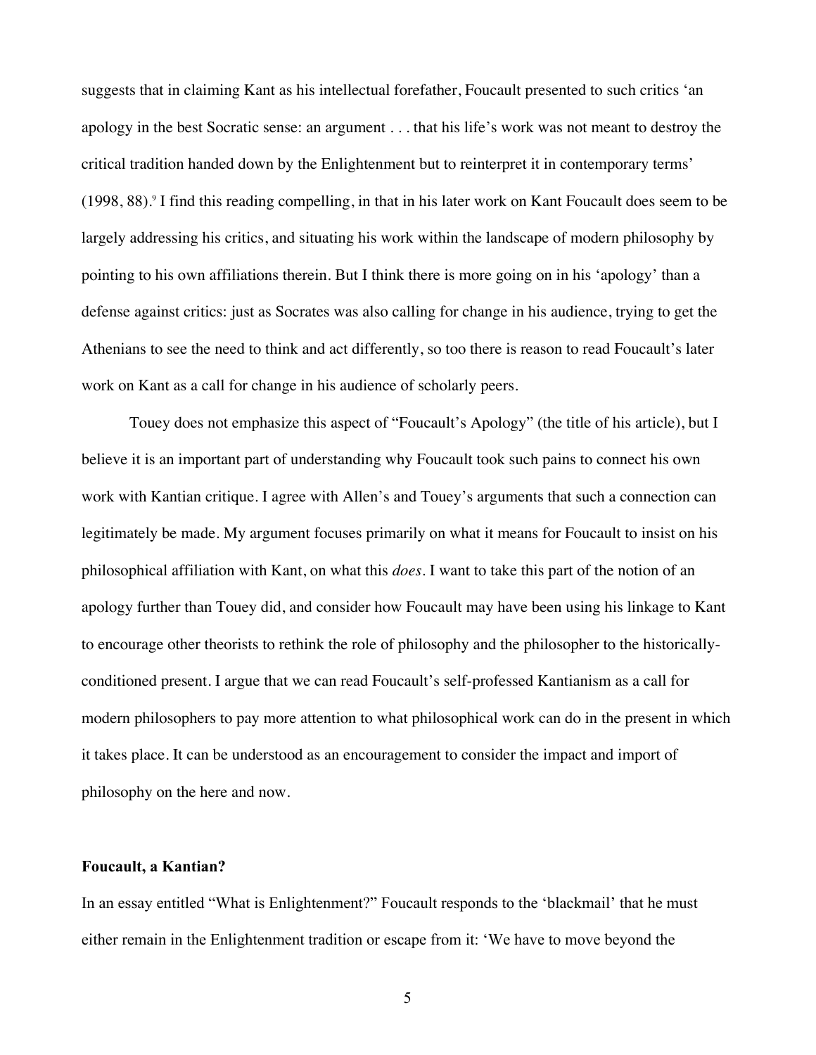suggests that in claiming Kant as his intellectual forefather, Foucault presented to such critics 'an apology in the best Socratic sense: an argument . . . that his life's work was not meant to destroy the critical tradition handed down by the Enlightenment but to reinterpret it in contemporary terms' (1998, 88).[9] I find this reading compelling, in that in his later work on Kant Foucault does seem to be largely addressing his critics, and situating his work within the landscape of modern philosophy by pointing to his own affiliations therein. But I think there is more going on in his 'apology' than a defense against critics: just as Socrates was also calling for change in his audience, trying to get the Athenians to see the need to think and act differently, so too there is reason to read Foucault's later work on Kant as a call for change in his audience of scholarly peers.

Touey does not emphasize this aspect of "Foucault's Apology" (the title of his article), but I believe it is an important part of understanding why Foucault took such pains to connect his own work with Kantian critique. I agree with Allen's and Touey's arguments that such a connection can legitimately be made. My argument focuses primarily on what it means for Foucault to insist on his philosophical affiliation with Kant, on what this *does*. I want to take this part of the notion of an apology further than Touey did, and consider how Foucault may have been using his linkage to Kant to encourage other theorists to rethink the role of philosophy and the philosopher to the historically-conditioned present. I argue that we can read Foucault's self-professed Kantianism as a call for modern philosophers to pay more attention to what philosophical work can do in the present in which it takes place. It can be understood as an encouragement to consider the impact and import of philosophy on the here and now.

**Foucault, a Kantian?**

In an essay entitled "What is Enlightenment?" Foucault responds to the 'blackmail' that he must either remain in the Enlightenment tradition or escape from it: 'We have to move beyond the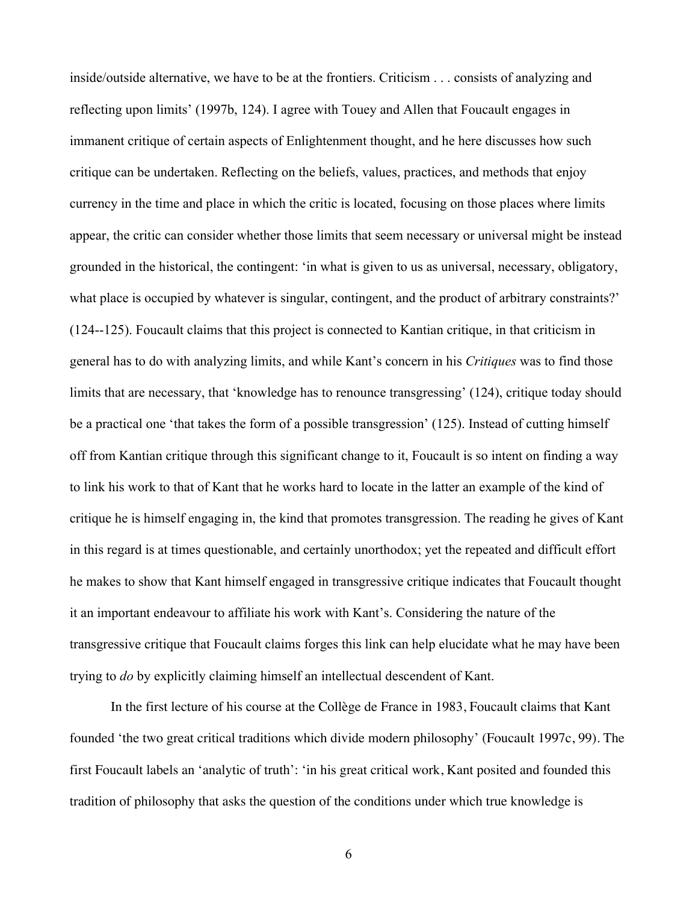inside/outside alternative, we have to be at the frontiers. Criticism . . . consists of analyzing and reflecting upon limits' (1997b, 124). I agree with Touey and Allen that Foucault engages in immanent critique of certain aspects of Enlightenment thought, and he here discusses how such critique can be undertaken. Reflecting on the beliefs, values, practices, and methods that enjoy currency in the time and place in which the critic is located, focusing on those places where limits appear, the critic can consider whether those limits that seem necessary or universal might be instead grounded in the historical, the contingent: 'in what is given to us as universal, necessary, obligatory, what place is occupied by whatever is singular, contingent, and the product of arbitrary constraints?' (124--125). Foucault claims that this project is connected to Kantian critique, in that criticism in general has to do with analyzing limits, and while Kant's concern in his *Critiques* was to find those limits that are necessary, that 'knowledge has to renounce transgressing' (124), critique today should be a practical one 'that takes the form of a possible transgression' (125). Instead of cutting himself off from Kantian critique through this significant change to it, Foucault is so intent on finding a way to link his work to that of Kant that he works hard to locate in the latter an example of the kind of critique he is himself engaging in, the kind that promotes transgression. The reading he gives of Kant in this regard is at times questionable, and certainly unorthodox; yet the repeated and difficult effort he makes to show that Kant himself engaged in transgressive critique indicates that Foucault thought it an important endeavour to affiliate his work with Kant's. Considering the nature of the transgressive critique that Foucault claims forges this link can help elucidate what he may have been trying to *do* by explicitly claiming himself an intellectual descendent of Kant.

In the first lecture of his course at the Collège de France in 1983, Foucault claims that Kant founded 'the two great critical traditions which divide modern philosophy' (Foucault 1997c, 99). The first Foucault labels an 'analytic of truth': 'in his great critical work, Kant posited and founded this tradition of philosophy that asks the question of the conditions under which true knowledge is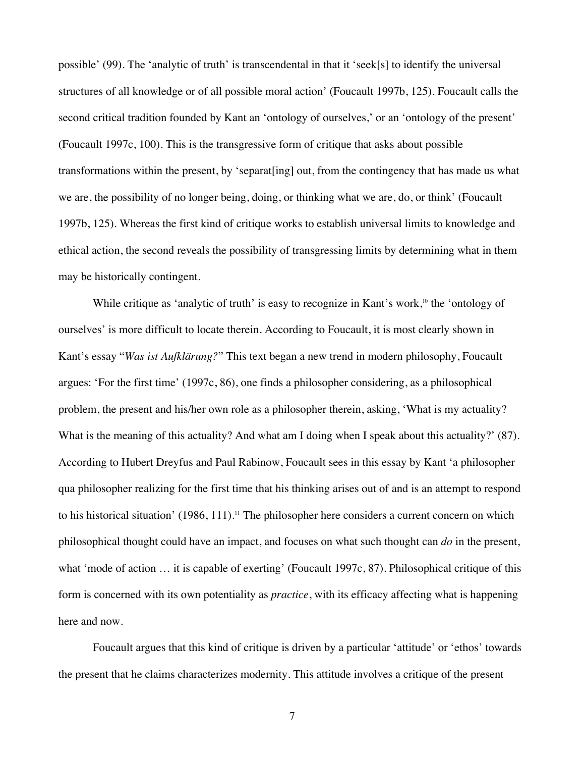possible' (99). The 'analytic of truth' is transcendental in that it 'seek[s] to identify the universal structures of all knowledge or of all possible moral action' (Foucault 1997b, 125). Foucault calls the second critical tradition founded by Kant an 'ontology of ourselves,' or an 'ontology of the present' (Foucault 1997c, 100). This is the transgressive form of critique that asks about possible transformations within the present, by 'separat[ing] out, from the contingency that has made us what we are, the possibility of no longer being, doing, or thinking what we are, do, or think' (Foucault 1997b, 125). Whereas the first kind of critique works to establish universal limits to knowledge and ethical action, the second reveals the possibility of transgressing limits by determining what in them may be historically contingent.

While critique as 'analytic of truth' is easy to recognize in Kant's work,[10] the 'ontology of ourselves' is more difficult to locate therein. According to Foucault, it is most clearly shown in Kant's essay "*Was ist Aufklärung?*" This text began a new trend in modern philosophy, Foucault argues: 'For the first time' (1997c, 86), one finds a philosopher considering, as a philosophical problem, the present and his/her own role as a philosopher therein, asking, 'What is my actuality? What is the meaning of this actuality? And what am I doing when I speak about this actuality?' (87). According to Hubert Dreyfus and Paul Rabinow, Foucault sees in this essay by Kant 'a philosopher qua philosopher realizing for the first time that his thinking arises out of and is an attempt to respond to his historical situation' (1986, 111).[11] The philosopher here considers a current concern on which philosophical thought could have an impact, and focuses on what such thought can *do* in the present, what 'mode of action … it is capable of exerting' (Foucault 1997c, 87). Philosophical critique of this form is concerned with its own potentiality as *practice*, with its efficacy affecting what is happening here and now.

Foucault argues that this kind of critique is driven by a particular 'attitude' or 'ethos' towards the present that he claims characterizes modernity. This attitude involves a critique of the present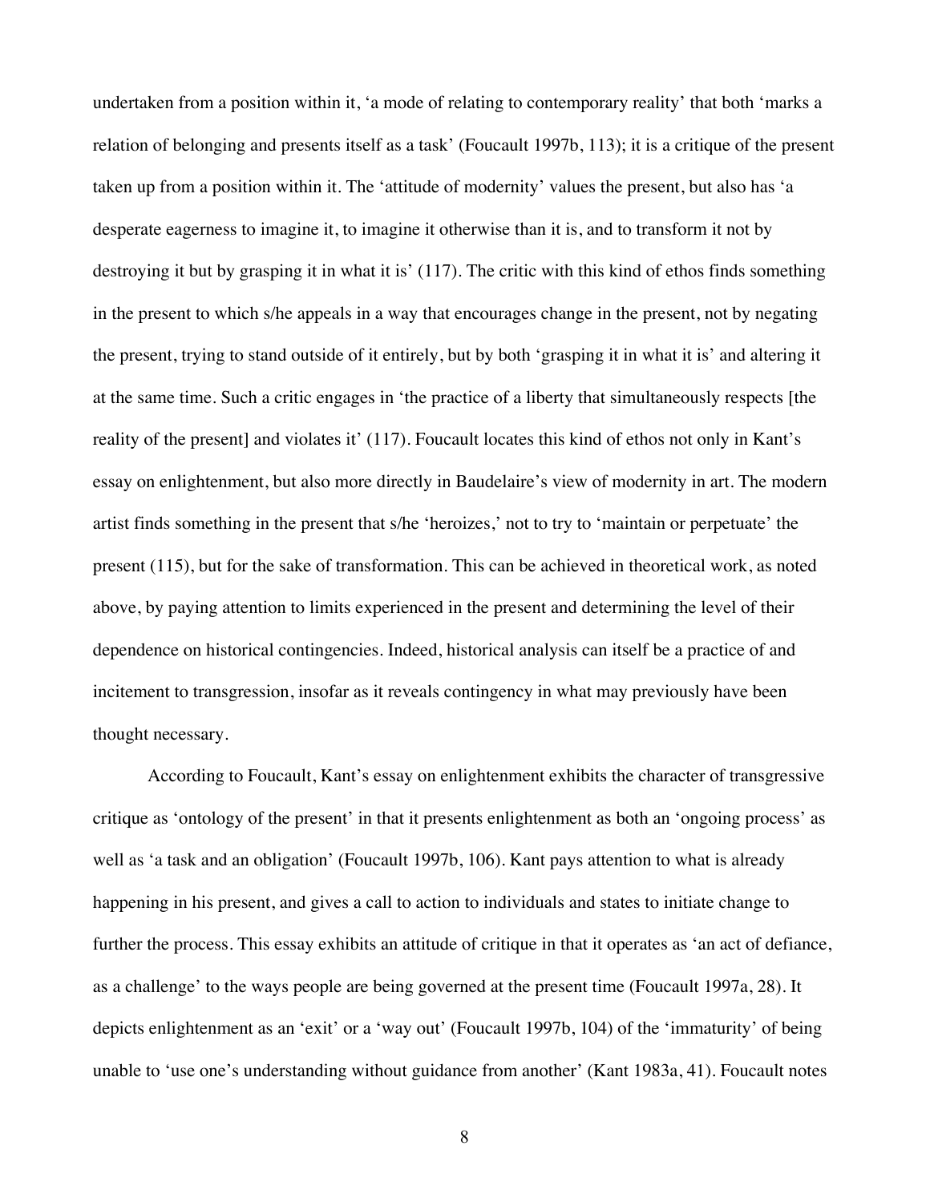undertaken from a position within it, 'a mode of relating to contemporary reality' that both 'marks a relation of belonging and presents itself as a task' (Foucault 1997b, 113); it is a critique of the present taken up from a position within it. The 'attitude of modernity' values the present, but also has 'a desperate eagerness to imagine it, to imagine it otherwise than it is, and to transform it not by destroying it but by grasping it in what it is' (117). The critic with this kind of ethos finds something in the present to which s/he appeals in a way that encourages change in the present, not by negating the present, trying to stand outside of it entirely, but by both 'grasping it in what it is' and altering it at the same time. Such a critic engages in 'the practice of a liberty that simultaneously respects [the reality of the present] and violates it' (117). Foucault locates this kind of ethos not only in Kant's essay on enlightenment, but also more directly in Baudelaire's view of modernity in art. The modern artist finds something in the present that s/he 'heroizes,' not to try to 'maintain or perpetuate' the present (115), but for the sake of transformation. This can be achieved in theoretical work, as noted above, by paying attention to limits experienced in the present and determining the level of their dependence on historical contingencies. Indeed, historical analysis can itself be a practice of and incitement to transgression, insofar as it reveals contingency in what may previously have been thought necessary.

According to Foucault, Kant's essay on enlightenment exhibits the character of transgressive critique as 'ontology of the present' in that it presents enlightenment as both an 'ongoing process' as well as 'a task and an obligation' (Foucault 1997b, 106). Kant pays attention to what is already happening in his present, and gives a call to action to individuals and states to initiate change to further the process. This essay exhibits an attitude of critique in that it operates as 'an act of defiance, as a challenge' to the ways people are being governed at the present time (Foucault 1997a, 28). It depicts enlightenment as an 'exit' or a 'way out' (Foucault 1997b, 104) of the 'immaturity' of being unable to 'use one's understanding without guidance from another' (Kant 1983a, 41). Foucault notes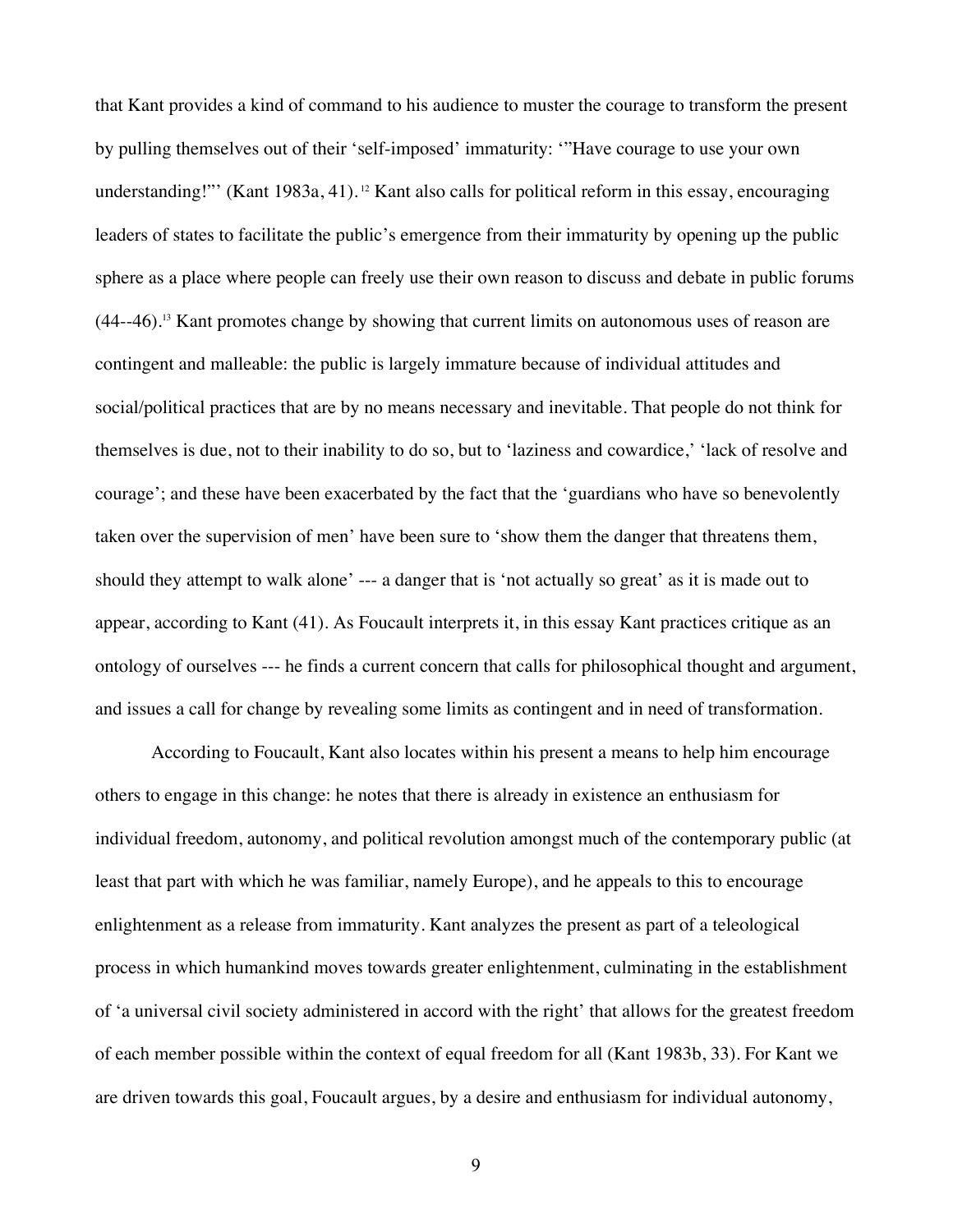that Kant provides a kind of command to his audience to muster the courage to transform the present by pulling themselves out of their 'self-imposed' immaturity: '"Have courage to use your own understanding!"' (Kant 1983a, 41).[12] Kant also calls for political reform in this essay, encouraging leaders of states to facilitate the public's emergence from their immaturity by opening up the public sphere as a place where people can freely use their own reason to discuss and debate in public forums (44--46).[13] Kant promotes change by showing that current limits on autonomous uses of reason are contingent and malleable: the public is largely immature because of individual attitudes and social/political practices that are by no means necessary and inevitable. That people do not think for themselves is due, not to their inability to do so, but to 'laziness and cowardice,' 'lack of resolve and courage'; and these have been exacerbated by the fact that the 'guardians who have so benevolently taken over the supervision of men' have been sure to 'show them the danger that threatens them, should they attempt to walk alone' --- a danger that is 'not actually so great' as it is made out to appear, according to Kant (41). As Foucault interprets it, in this essay Kant practices critique as an ontology of ourselves --- he finds a current concern that calls for philosophical thought and argument, and issues a call for change by revealing some limits as contingent and in need of transformation.

According to Foucault, Kant also locates within his present a means to help him encourage others to engage in this change: he notes that there is already in existence an enthusiasm for individual freedom, autonomy, and political revolution amongst much of the contemporary public (at least that part with which he was familiar, namely Europe), and he appeals to this to encourage enlightenment as a release from immaturity. Kant analyzes the present as part of a teleological process in which humankind moves towards greater enlightenment, culminating in the establishment of 'a universal civil society administered in accord with the right' that allows for the greatest freedom of each member possible within the context of equal freedom for all (Kant 1983b, 33). For Kant we are driven towards this goal, Foucault argues, by a desire and enthusiasm for individual autonomy,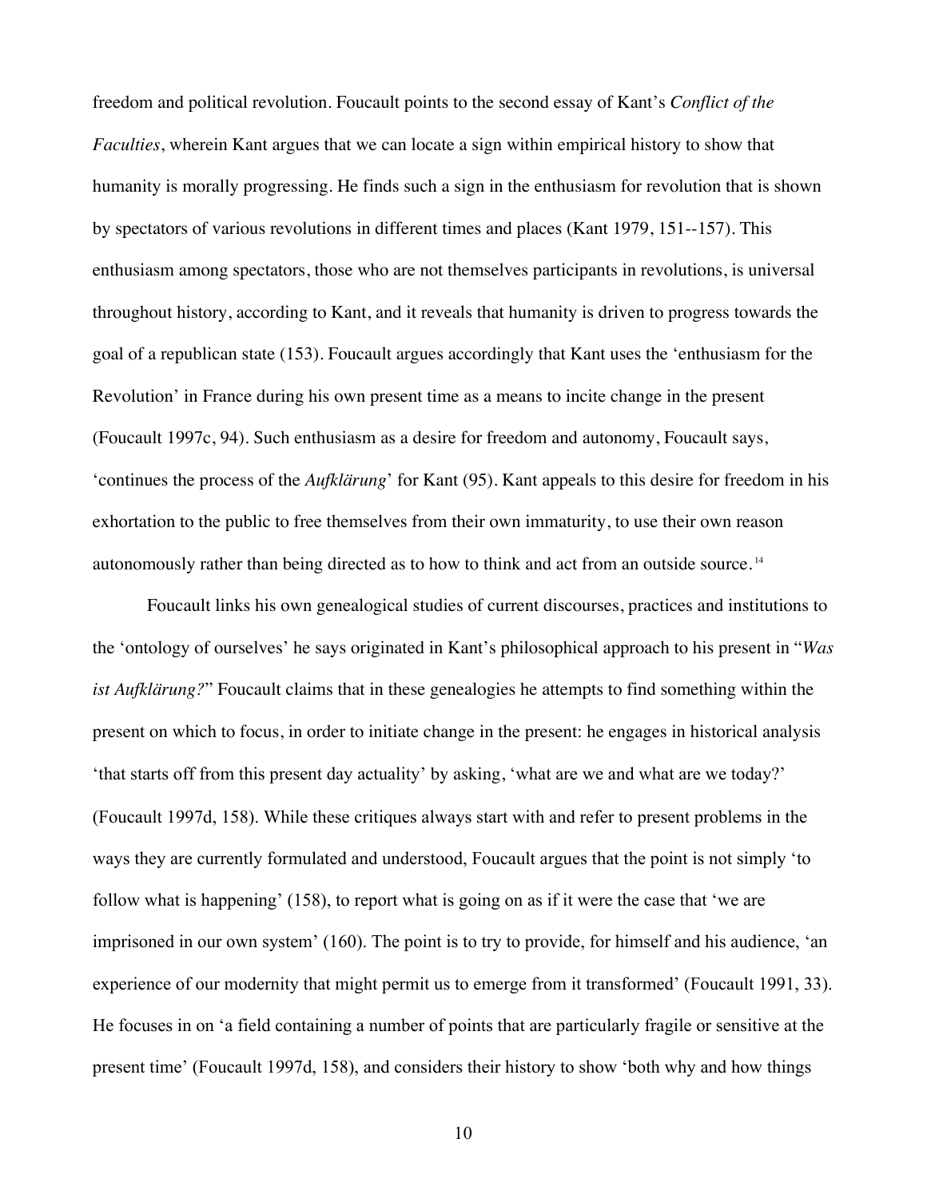freedom and political revolution. Foucault points to the second essay of Kant's *Conflict of the Faculties*, wherein Kant argues that we can locate a sign within empirical history to show that humanity is morally progressing. He finds such a sign in the enthusiasm for revolution that is shown by spectators of various revolutions in different times and places (Kant 1979, 151--157). This enthusiasm among spectators, those who are not themselves participants in revolutions, is universal throughout history, according to Kant, and it reveals that humanity is driven to progress towards the goal of a republican state (153). Foucault argues accordingly that Kant uses the 'enthusiasm for the Revolution' in France during his own present time as a means to incite change in the present (Foucault 1997c, 94). Such enthusiasm as a desire for freedom and autonomy, Foucault says, 'continues the process of the *Aufklärung*' for Kant (95). Kant appeals to this desire for freedom in his exhortation to the public to free themselves from their own immaturity, to use their own reason autonomously rather than being directed as to how to think and act from an outside source.[14]

Foucault links his own genealogical studies of current discourses, practices and institutions to the 'ontology of ourselves' he says originated in Kant's philosophical approach to his present in "*Was ist Aufklärung?*" Foucault claims that in these genealogies he attempts to find something within the present on which to focus, in order to initiate change in the present: he engages in historical analysis 'that starts off from this present day actuality' by asking, 'what are we and what are we today?' (Foucault 1997d, 158). While these critiques always start with and refer to present problems in the ways they are currently formulated and understood, Foucault argues that the point is not simply 'to follow what is happening' (158), to report what is going on as if it were the case that 'we are imprisoned in our own system' (160). The point is to try to provide, for himself and his audience, 'an experience of our modernity that might permit us to emerge from it transformed' (Foucault 1991, 33). He focuses in on 'a field containing a number of points that are particularly fragile or sensitive at the present time' (Foucault 1997d, 158), and considers their history to show 'both why and how things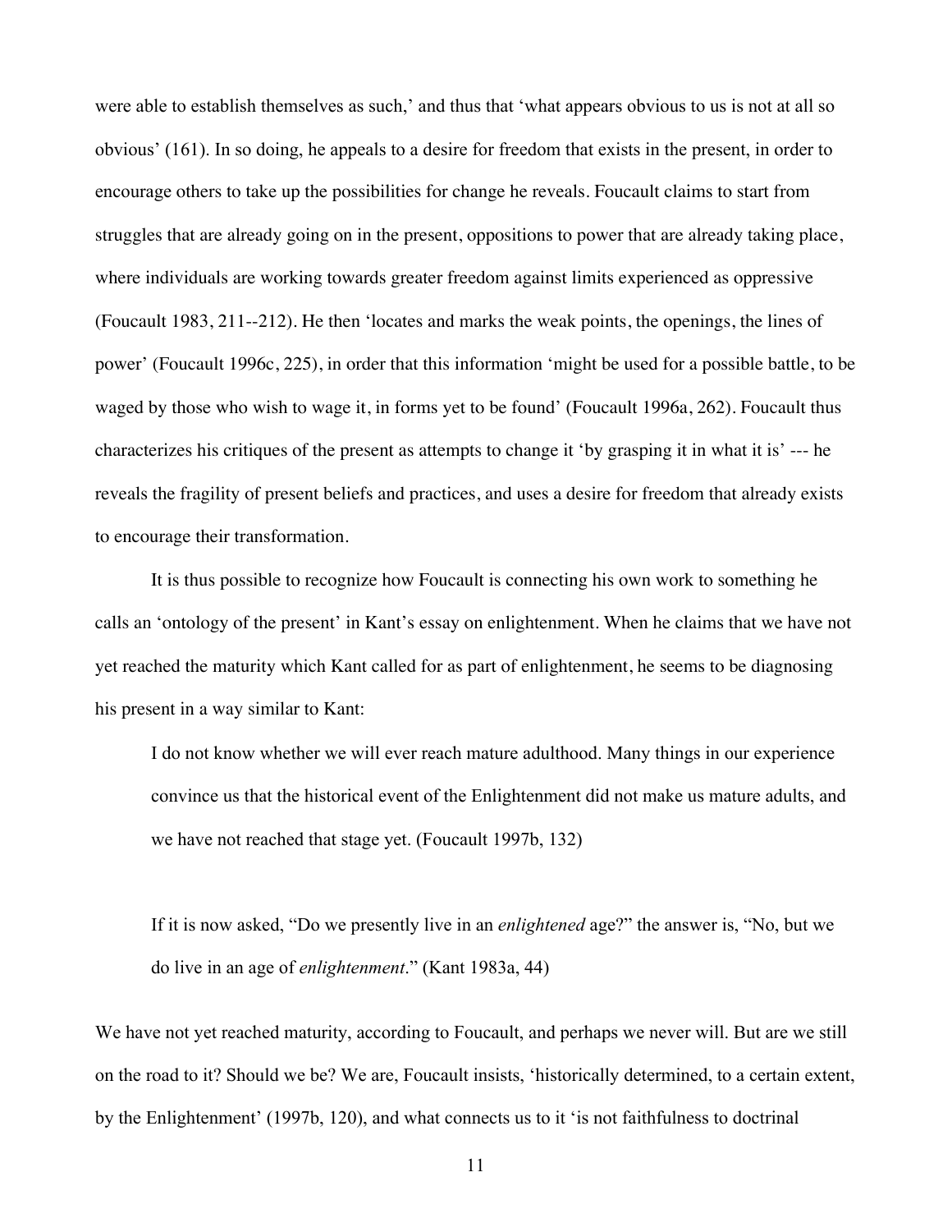were able to establish themselves as such,' and thus that 'what appears obvious to us is not at all so obvious' (161). In so doing, he appeals to a desire for freedom that exists in the present, in order to encourage others to take up the possibilities for change he reveals. Foucault claims to start from struggles that are already going on in the present, oppositions to power that are already taking place, where individuals are working towards greater freedom against limits experienced as oppressive (Foucault 1983, 211--212). He then 'locates and marks the weak points, the openings, the lines of power' (Foucault 1996c, 225), in order that this information 'might be used for a possible battle, to be waged by those who wish to wage it, in forms yet to be found' (Foucault 1996a, 262). Foucault thus characterizes his critiques of the present as attempts to change it 'by grasping it in what it is' --- he reveals the fragility of present beliefs and practices, and uses a desire for freedom that already exists to encourage their transformation.

It is thus possible to recognize how Foucault is connecting his own work to something he calls an 'ontology of the present' in Kant's essay on enlightenment. When he claims that we have not yet reached the maturity which Kant called for as part of enlightenment, he seems to be diagnosing his present in a way similar to Kant:

> I do not know whether we will ever reach mature adulthood. Many things in our experience convince us that the historical event of the Enlightenment did not make us mature adults, and we have not reached that stage yet. (Foucault 1997b, 132)

> If it is now asked, "Do we presently live in an *enlightened* age?" the answer is, "No, but we do live in an age of *enlightenment*." (Kant 1983a, 44)

We have not yet reached maturity, according to Foucault, and perhaps we never will. But are we still on the road to it? Should we be? We are, Foucault insists, 'historically determined, to a certain extent, by the Enlightenment' (1997b, 120), and what connects us to it 'is not faithfulness to doctrinal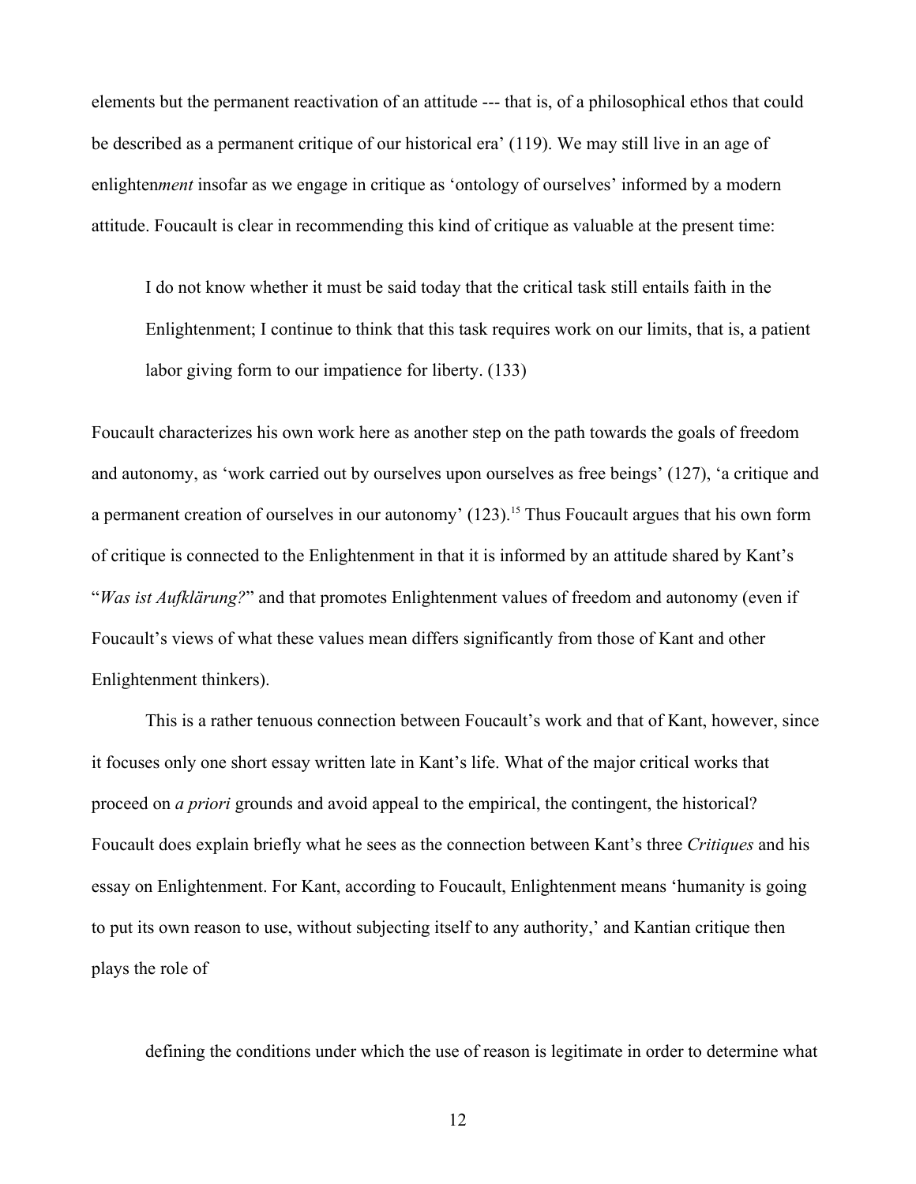elements but the permanent reactivation of an attitude --- that is, of a philosophical ethos that could be described as a permanent critique of our historical era' (119). We may still live in an age of enlighten*ment* insofar as we engage in critique as 'ontology of ourselves' informed by a modern attitude. Foucault is clear in recommending this kind of critique as valuable at the present time:

> I do not know whether it must be said today that the critical task still entails faith in the Enlightenment; I continue to think that this task requires work on our limits, that is, a patient labor giving form to our impatience for liberty. (133)

Foucault characterizes his own work here as another step on the path towards the goals of freedom and autonomy, as 'work carried out by ourselves upon ourselves as free beings' (127), 'a critique and a permanent creation of ourselves in our autonomy' (123).[15] Thus Foucault argues that his own form of critique is connected to the Enlightenment in that it is informed by an attitude shared by Kant's "*Was ist Aufklärung?*" and that promotes Enlightenment values of freedom and autonomy (even if Foucault's views of what these values mean differs significantly from those of Kant and other Enlightenment thinkers).

This is a rather tenuous connection between Foucault's work and that of Kant, however, since it focuses only one short essay written late in Kant's life. What of the major critical works that proceed on *a priori* grounds and avoid appeal to the empirical, the contingent, the historical? Foucault does explain briefly what he sees as the connection between Kant's three *Critiques* and his essay on Enlightenment. For Kant, according to Foucault, Enlightenment means 'humanity is going to put its own reason to use, without subjecting itself to any authority,' and Kantian critique then plays the role of

> defining the conditions under which the use of reason is legitimate in order to determine what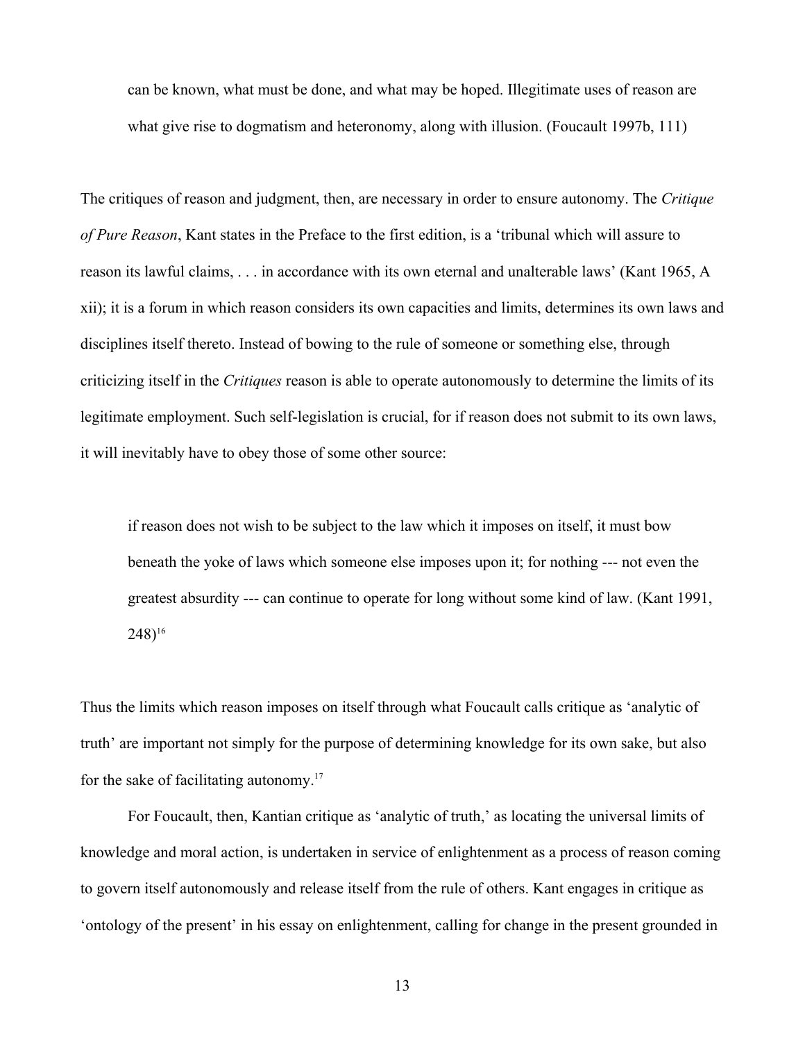> can be known, what must be done, and what may be hoped. Illegitimate uses of reason are what give rise to dogmatism and heteronomy, along with illusion. (Foucault 1997b, 111)

The critiques of reason and judgment, then, are necessary in order to ensure autonomy. The *Critique of Pure Reason*, Kant states in the Preface to the first edition, is a 'tribunal which will assure to reason its lawful claims, . . . in accordance with its own eternal and unalterable laws' (Kant 1965, A xii); it is a forum in which reason considers its own capacities and limits, determines its own laws and disciplines itself thereto. Instead of bowing to the rule of someone or something else, through criticizing itself in the *Critiques* reason is able to operate autonomously to determine the limits of its legitimate employment. Such self-legislation is crucial, for if reason does not submit to its own laws, it will inevitably have to obey those of some other source:

> if reason does not wish to be subject to the law which it imposes on itself, it must bow beneath the yoke of laws which someone else imposes upon it; for nothing --- not even the greatest absurdity --- can continue to operate for long without some kind of law. (Kant 1991, 248)[16]

Thus the limits which reason imposes on itself through what Foucault calls critique as 'analytic of truth' are important not simply for the purpose of determining knowledge for its own sake, but also for the sake of facilitating autonomy.[17]

For Foucault, then, Kantian critique as 'analytic of truth,' as locating the universal limits of knowledge and moral action, is undertaken in service of enlightenment as a process of reason coming to govern itself autonomously and release itself from the rule of others. Kant engages in critique as 'ontology of the present' in his essay on enlightenment, calling for change in the present grounded in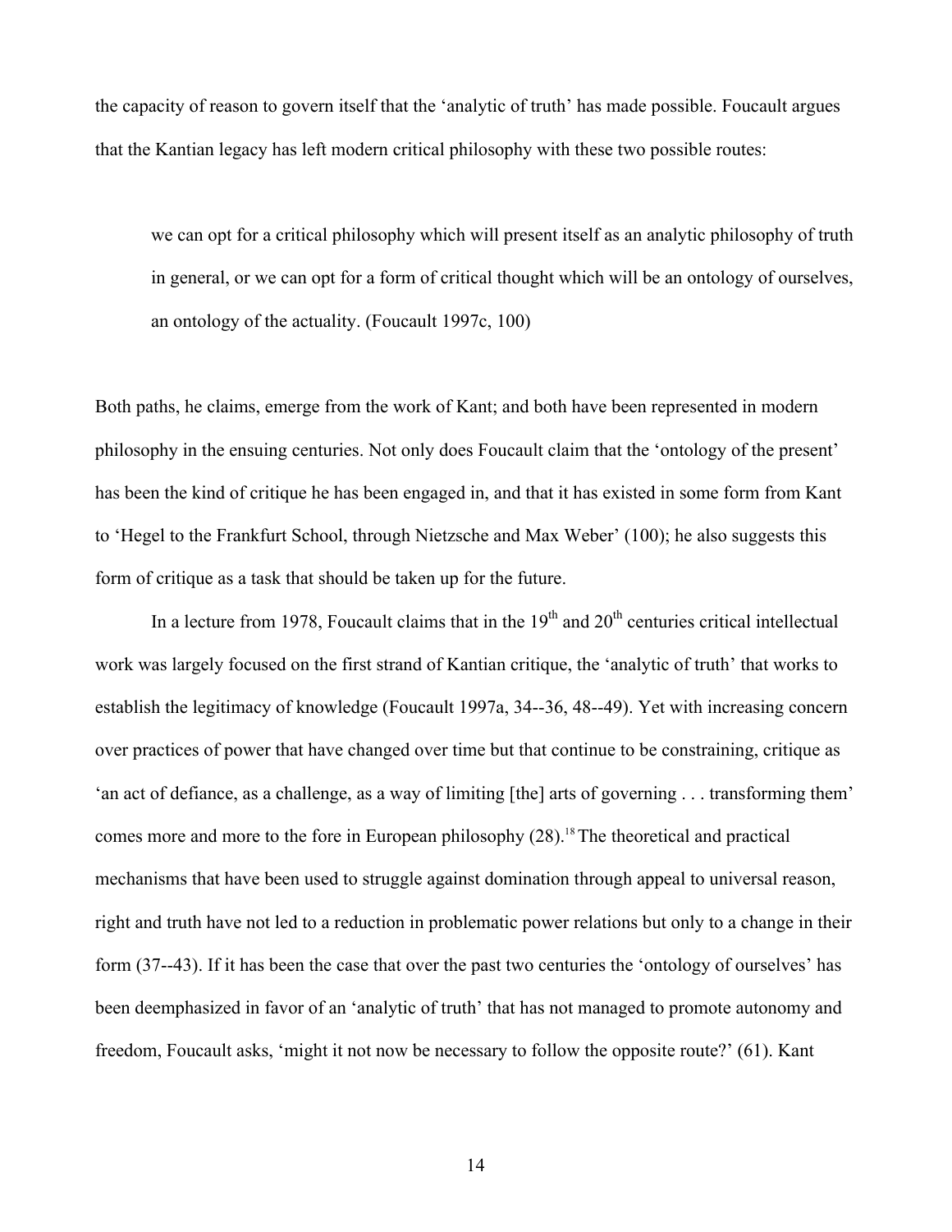the capacity of reason to govern itself that the 'analytic of truth' has made possible. Foucault argues that the Kantian legacy has left modern critical philosophy with these two possible routes:

> we can opt for a critical philosophy which will present itself as an analytic philosophy of truth in general, or we can opt for a form of critical thought which will be an ontology of ourselves, an ontology of the actuality. (Foucault 1997c, 100)

Both paths, he claims, emerge from the work of Kant; and both have been represented in modern philosophy in the ensuing centuries. Not only does Foucault claim that the 'ontology of the present' has been the kind of critique he has been engaged in, and that it has existed in some form from Kant to 'Hegel to the Frankfurt School, through Nietzsche and Max Weber' (100); he also suggests this form of critique as a task that should be taken up for the future.

In a lecture from 1978, Foucault claims that in the 19th and 20th centuries critical intellectual work was largely focused on the first strand of Kantian critique, the 'analytic of truth' that works to establish the legitimacy of knowledge (Foucault 1997a, 34--36, 48--49). Yet with increasing concern over practices of power that have changed over time but that continue to be constraining, critique as 'an act of defiance, as a challenge, as a way of limiting [the] arts of governing . . . transforming them' comes more and more to the fore in European philosophy (28).[18] The theoretical and practical mechanisms that have been used to struggle against domination through appeal to universal reason, right and truth have not led to a reduction in problematic power relations but only to a change in their form (37--43). If it has been the case that over the past two centuries the 'ontology of ourselves' has been deemphasized in favor of an 'analytic of truth' that has not managed to promote autonomy and freedom, Foucault asks, 'might it not now be necessary to follow the opposite route?' (61). Kant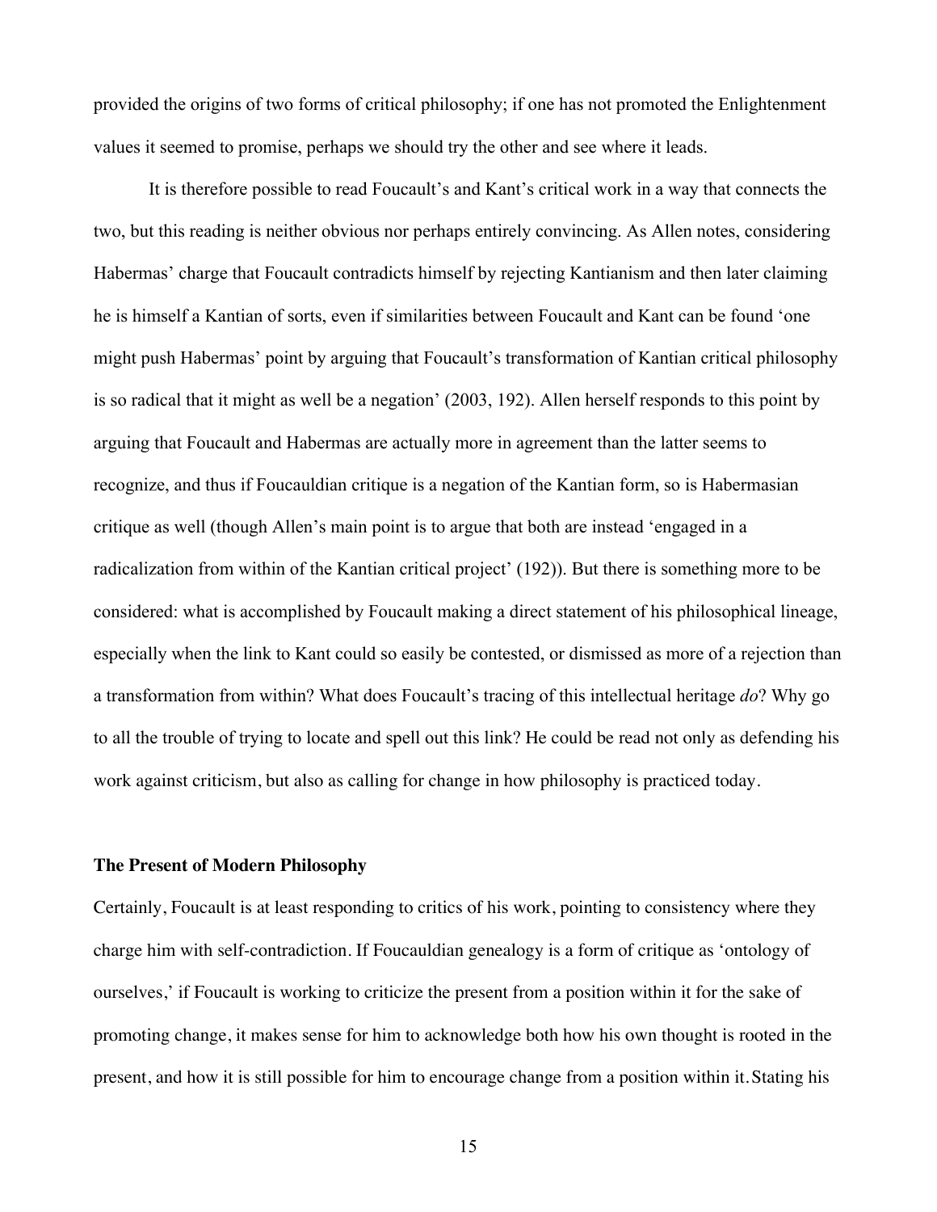provided the origins of two forms of critical philosophy; if one has not promoted the Enlightenment values it seemed to promise, perhaps we should try the other and see where it leads.

It is therefore possible to read Foucault's and Kant's critical work in a way that connects the two, but this reading is neither obvious nor perhaps entirely convincing. As Allen notes, considering Habermas' charge that Foucault contradicts himself by rejecting Kantianism and then later claiming he is himself a Kantian of sorts, even if similarities between Foucault and Kant can be found 'one might push Habermas' point by arguing that Foucault's transformation of Kantian critical philosophy is so radical that it might as well be a negation' (2003, 192). Allen herself responds to this point by arguing that Foucault and Habermas are actually more in agreement than the latter seems to recognize, and thus if Foucauldian critique is a negation of the Kantian form, so is Habermasian critique as well (though Allen's main point is to argue that both are instead 'engaged in a radicalization from within of the Kantian critical project' (192)). But there is something more to be considered: what is accomplished by Foucault making a direct statement of his philosophical lineage, especially when the link to Kant could so easily be contested, or dismissed as more of a rejection than a transformation from within? What does Foucault's tracing of this intellectual heritage *do*? Why go to all the trouble of trying to locate and spell out this link? He could be read not only as defending his work against criticism, but also as calling for change in how philosophy is practiced today.

## The Present of Modern Philosophy

Certainly, Foucault is at least responding to critics of his work, pointing to consistency where they charge him with self-contradiction. If Foucauldian genealogy is a form of critique as 'ontology of ourselves,' if Foucault is working to criticize the present from a position within it for the sake of promoting change, it makes sense for him to acknowledge both how his own thought is rooted in the present, and how it is still possible for him to encourage change from a position within it. Stating his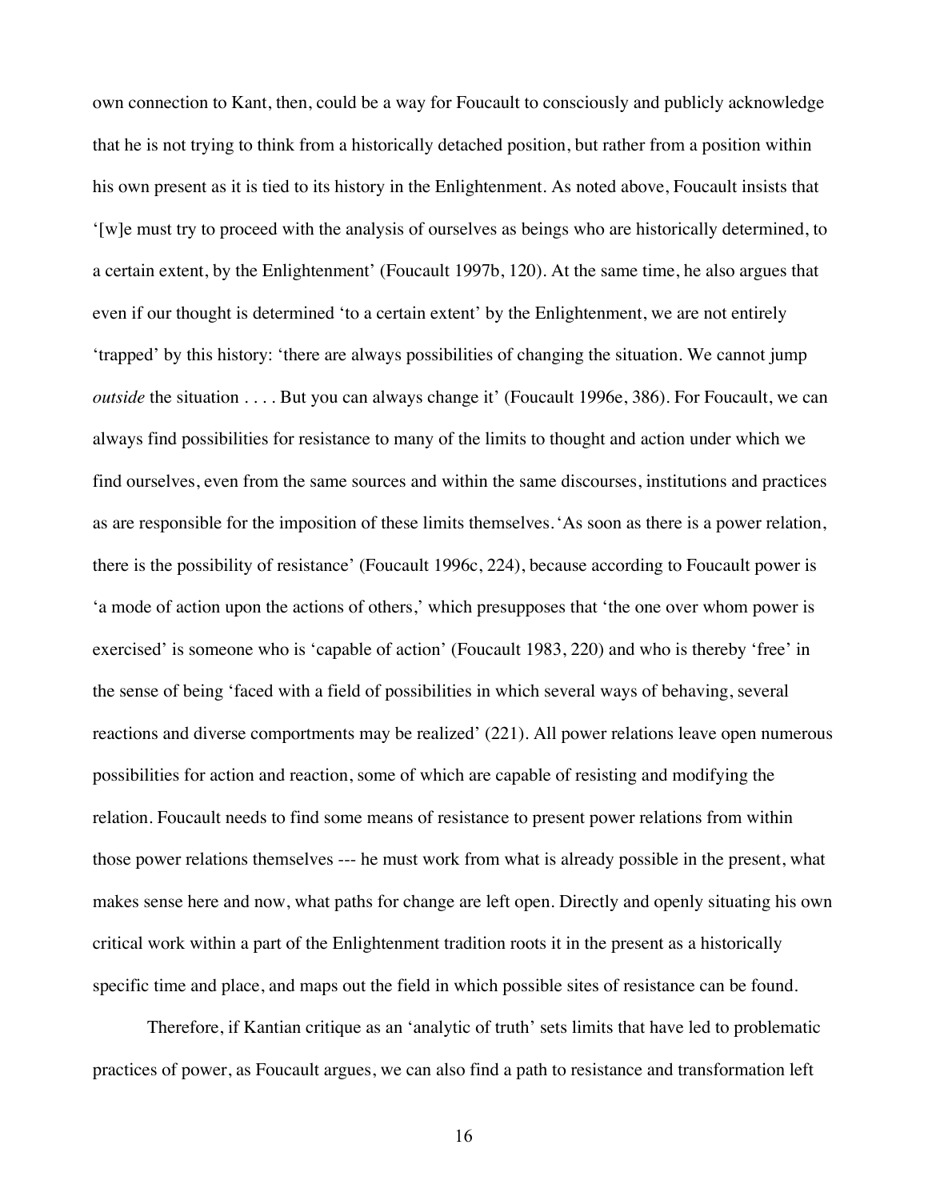own connection to Kant, then, could be a way for Foucault to consciously and publicly acknowledge that he is not trying to think from a historically detached position, but rather from a position within his own present as it is tied to its history in the Enlightenment. As noted above, Foucault insists that '[w]e must try to proceed with the analysis of ourselves as beings who are historically determined, to a certain extent, by the Enlightenment' (Foucault 1997b, 120). At the same time, he also argues that even if our thought is determined 'to a certain extent' by the Enlightenment, we are not entirely 'trapped' by this history: 'there are always possibilities of changing the situation. We cannot jump *outside* the situation . . . . But you can always change it' (Foucault 1996e, 386). For Foucault, we can always find possibilities for resistance to many of the limits to thought and action under which we find ourselves, even from the same sources and within the same discourses, institutions and practices as are responsible for the imposition of these limits themselves. 'As soon as there is a power relation, there is the possibility of resistance' (Foucault 1996c, 224), because according to Foucault power is 'a mode of action upon the actions of others,' which presupposes that 'the one over whom power is exercised' is someone who is 'capable of action' (Foucault 1983, 220) and who is thereby 'free' in the sense of being 'faced with a field of possibilities in which several ways of behaving, several reactions and diverse comportments may be realized' (221). All power relations leave open numerous possibilities for action and reaction, some of which are capable of resisting and modifying the relation. Foucault needs to find some means of resistance to present power relations from within those power relations themselves --- he must work from what is already possible in the present, what makes sense here and now, what paths for change are left open. Directly and openly situating his own critical work within a part of the Enlightenment tradition roots it in the present as a historically specific time and place, and maps out the field in which possible sites of resistance can be found.

Therefore, if Kantian critique as an 'analytic of truth' sets limits that have led to problematic practices of power, as Foucault argues, we can also find a path to resistance and transformation left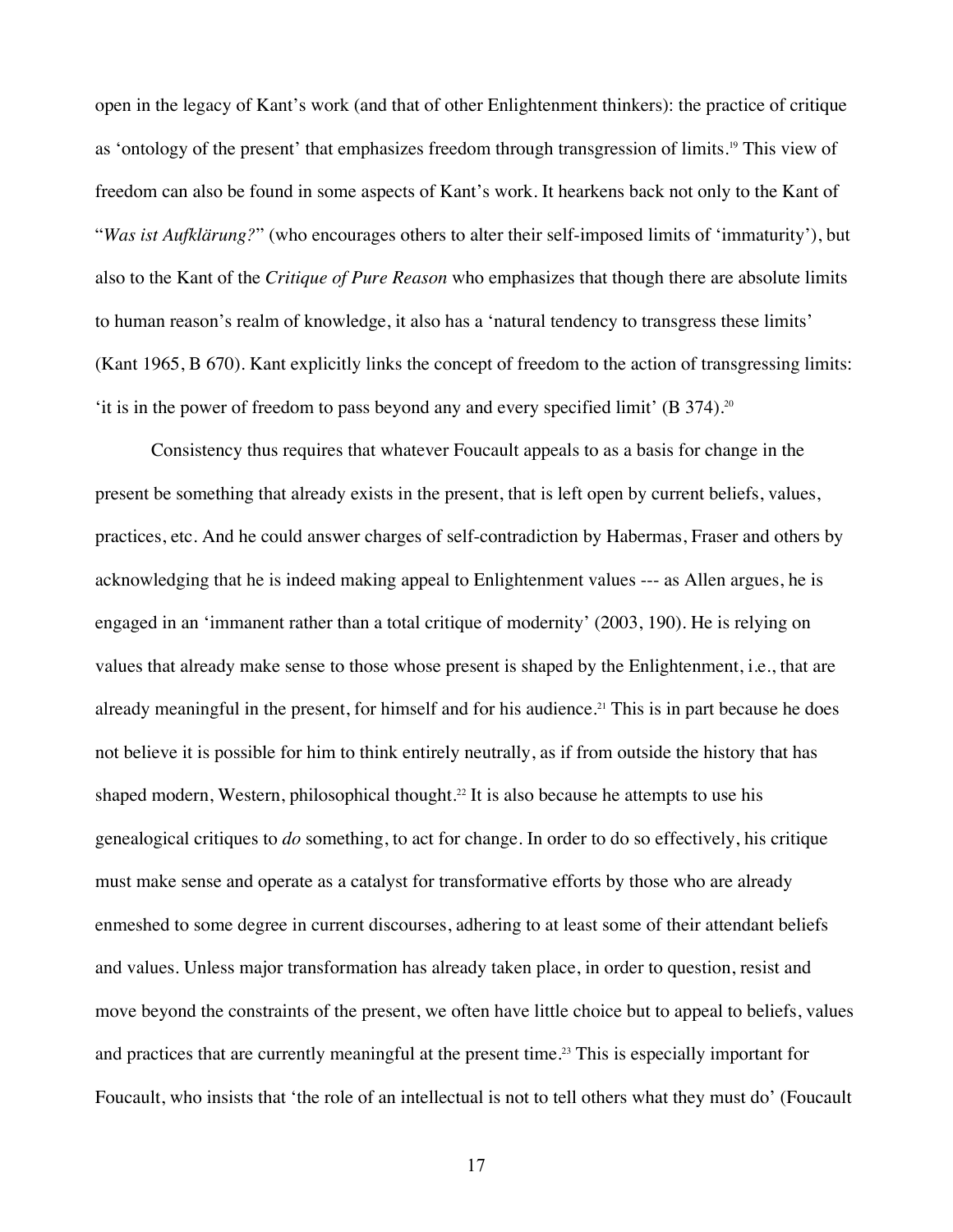open in the legacy of Kant's work (and that of other Enlightenment thinkers): the practice of critique as 'ontology of the present' that emphasizes freedom through transgression of limits.[19] This view of freedom can also be found in some aspects of Kant's work. It hearkens back not only to the Kant of "*Was ist Aufklärung?*" (who encourages others to alter their self-imposed limits of 'immaturity'), but also to the Kant of the *Critique of Pure Reason* who emphasizes that though there are absolute limits to human reason's realm of knowledge, it also has a 'natural tendency to transgress these limits' (Kant 1965, B 670). Kant explicitly links the concept of freedom to the action of transgressing limits: 'it is in the power of freedom to pass beyond any and every specified limit' (B 374).[20]

Consistency thus requires that whatever Foucault appeals to as a basis for change in the present be something that already exists in the present, that is left open by current beliefs, values, practices, etc. And he could answer charges of self-contradiction by Habermas, Fraser and others by acknowledging that he is indeed making appeal to Enlightenment values --- as Allen argues, he is engaged in an 'immanent rather than a total critique of modernity' (2003, 190). He is relying on values that already make sense to those whose present is shaped by the Enlightenment, i.e., that are already meaningful in the present, for himself and for his audience.[21] This is in part because he does not believe it is possible for him to think entirely neutrally, as if from outside the history that has shaped modern, Western, philosophical thought.[22] It is also because he attempts to use his genealogical critiques to *do* something, to act for change. In order to do so effectively, his critique must make sense and operate as a catalyst for transformative efforts by those who are already enmeshed to some degree in current discourses, adhering to at least some of their attendant beliefs and values. Unless major transformation has already taken place, in order to question, resist and move beyond the constraints of the present, we often have little choice but to appeal to beliefs, values and practices that are currently meaningful at the present time.[23] This is especially important for Foucault, who insists that 'the role of an intellectual is not to tell others what they must do' (Foucault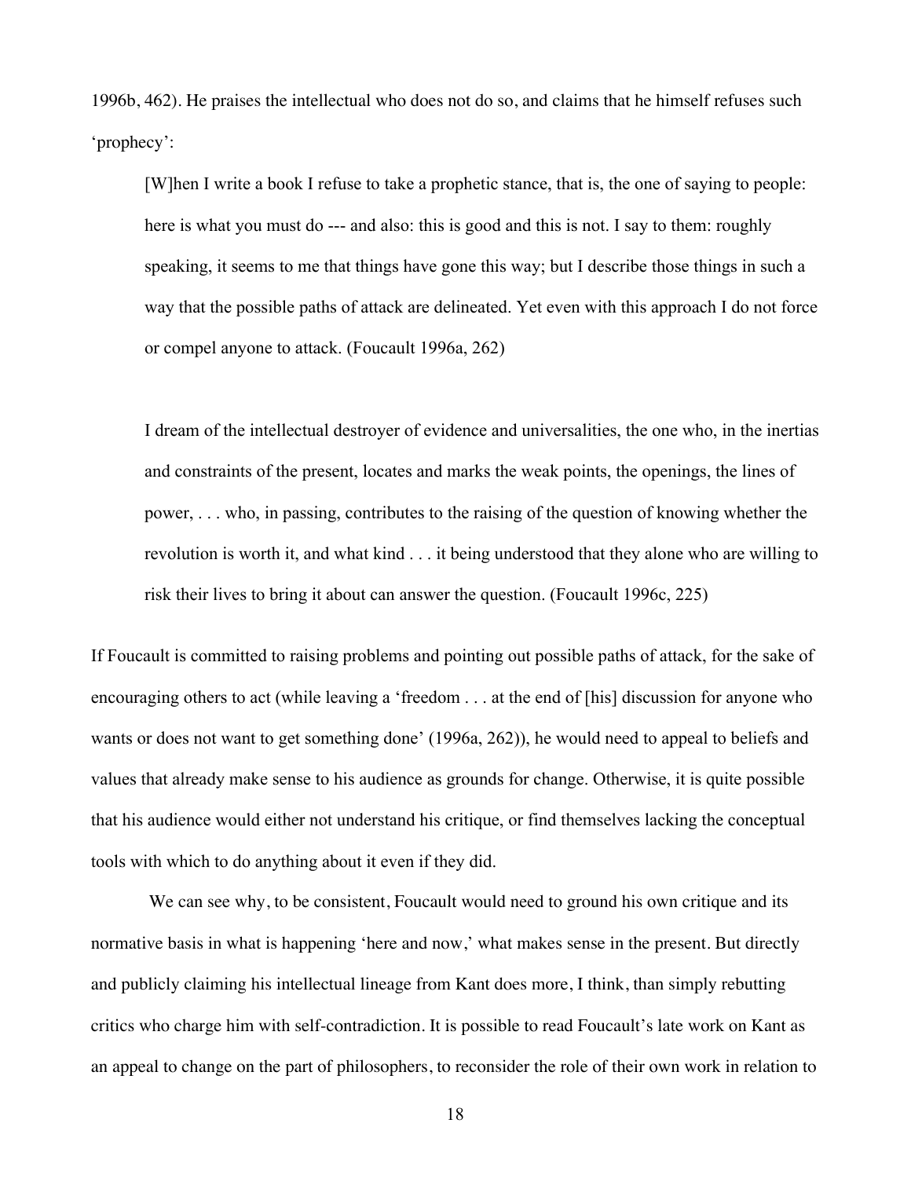1996b, 462). He praises the intellectual who does not do so, and claims that he himself refuses such 'prophecy':

> [W]hen I write a book I refuse to take a prophetic stance, that is, the one of saying to people: here is what you must do --- and also: this is good and this is not. I say to them: roughly speaking, it seems to me that things have gone this way; but I describe those things in such a way that the possible paths of attack are delineated. Yet even with this approach I do not force or compel anyone to attack. (Foucault 1996a, 262)

> I dream of the intellectual destroyer of evidence and universalities, the one who, in the inertias and constraints of the present, locates and marks the weak points, the openings, the lines of power, . . . who, in passing, contributes to the raising of the question of knowing whether the revolution is worth it, and what kind . . . it being understood that they alone who are willing to risk their lives to bring it about can answer the question. (Foucault 1996c, 225)

If Foucault is committed to raising problems and pointing out possible paths of attack, for the sake of encouraging others to act (while leaving a 'freedom . . . at the end of [his] discussion for anyone who wants or does not want to get something done' (1996a, 262)), he would need to appeal to beliefs and values that already make sense to his audience as grounds for change. Otherwise, it is quite possible that his audience would either not understand his critique, or find themselves lacking the conceptual tools with which to do anything about it even if they did.

We can see why, to be consistent, Foucault would need to ground his own critique and its normative basis in what is happening 'here and now,' what makes sense in the present. But directly and publicly claiming his intellectual lineage from Kant does more, I think, than simply rebutting critics who charge him with self-contradiction. It is possible to read Foucault's late work on Kant as an appeal to change on the part of philosophers, to reconsider the role of their own work in relation to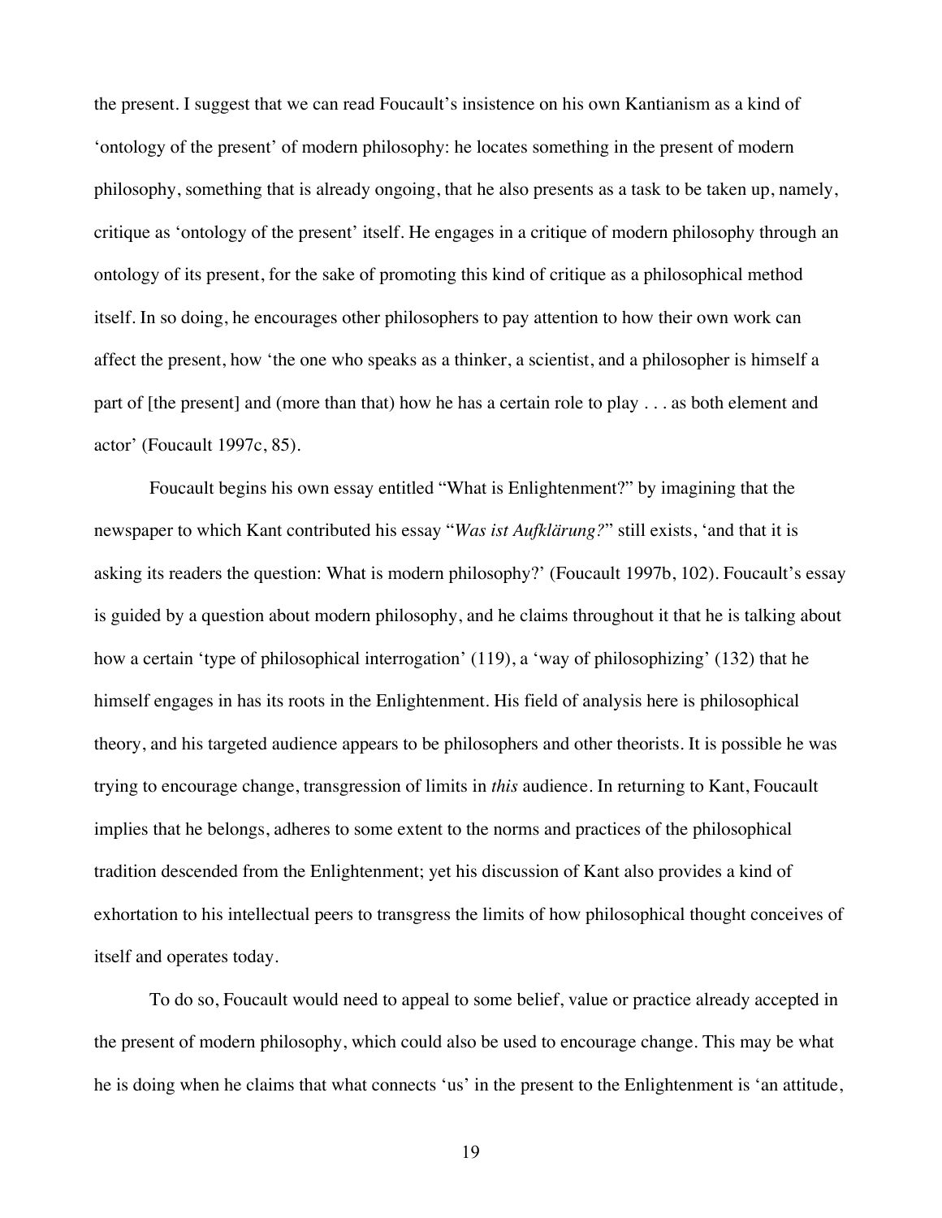the present. I suggest that we can read Foucault's insistence on his own Kantianism as a kind of 'ontology of the present' of modern philosophy: he locates something in the present of modern philosophy, something that is already ongoing, that he also presents as a task to be taken up, namely, critique as 'ontology of the present' itself. He engages in a critique of modern philosophy through an ontology of its present, for the sake of promoting this kind of critique as a philosophical method itself. In so doing, he encourages other philosophers to pay attention to how their own work can affect the present, how 'the one who speaks as a thinker, a scientist, and a philosopher is himself a part of [the present] and (more than that) how he has a certain role to play . . . as both element and actor' (Foucault 1997c, 85).

Foucault begins his own essay entitled "What is Enlightenment?" by imagining that the newspaper to which Kant contributed his essay "*Was ist Aufklärung?*" still exists, 'and that it is asking its readers the question: What is modern philosophy?' (Foucault 1997b, 102). Foucault's essay is guided by a question about modern philosophy, and he claims throughout it that he is talking about how a certain 'type of philosophical interrogation' (119), a 'way of philosophizing' (132) that he himself engages in has its roots in the Enlightenment. His field of analysis here is philosophical theory, and his targeted audience appears to be philosophers and other theorists. It is possible he was trying to encourage change, transgression of limits in *this* audience. In returning to Kant, Foucault implies that he belongs, adheres to some extent to the norms and practices of the philosophical tradition descended from the Enlightenment; yet his discussion of Kant also provides a kind of exhortation to his intellectual peers to transgress the limits of how philosophical thought conceives of itself and operates today.

To do so, Foucault would need to appeal to some belief, value or practice already accepted in the present of modern philosophy, which could also be used to encourage change. This may be what he is doing when he claims that what connects 'us' in the present to the Enlightenment is 'an attitude,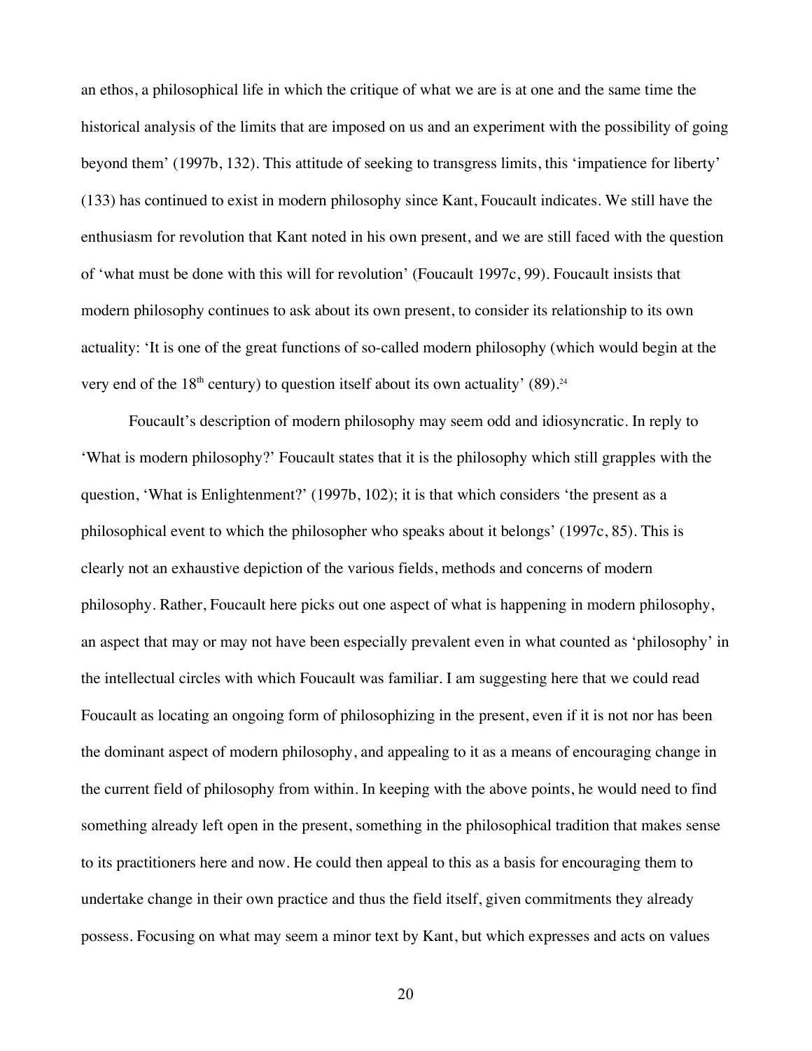an ethos, a philosophical life in which the critique of what we are is at one and the same time the historical analysis of the limits that are imposed on us and an experiment with the possibility of going beyond them' (1997b, 132). This attitude of seeking to transgress limits, this 'impatience for liberty' (133) has continued to exist in modern philosophy since Kant, Foucault indicates. We still have the enthusiasm for revolution that Kant noted in his own present, and we are still faced with the question of 'what must be done with this will for revolution' (Foucault 1997c, 99). Foucault insists that modern philosophy continues to ask about its own present, to consider its relationship to its own actuality: 'It is one of the great functions of so-called modern philosophy (which would begin at the very end of the 18th century) to question itself about its own actuality' (89).[24]

Foucault's description of modern philosophy may seem odd and idiosyncratic. In reply to 'What is modern philosophy?' Foucault states that it is the philosophy which still grapples with the question, 'What is Enlightenment?' (1997b, 102); it is that which considers 'the present as a philosophical event to which the philosopher who speaks about it belongs' (1997c, 85). This is clearly not an exhaustive depiction of the various fields, methods and concerns of modern philosophy. Rather, Foucault here picks out one aspect of what is happening in modern philosophy, an aspect that may or may not have been especially prevalent even in what counted as 'philosophy' in the intellectual circles with which Foucault was familiar. I am suggesting here that we could read Foucault as locating an ongoing form of philosophizing in the present, even if it is not nor has been the dominant aspect of modern philosophy, and appealing to it as a means of encouraging change in the current field of philosophy from within. In keeping with the above points, he would need to find something already left open in the present, something in the philosophical tradition that makes sense to its practitioners here and now. He could then appeal to this as a basis for encouraging them to undertake change in their own practice and thus the field itself, given commitments they already possess. Focusing on what may seem a minor text by Kant, but which expresses and acts on values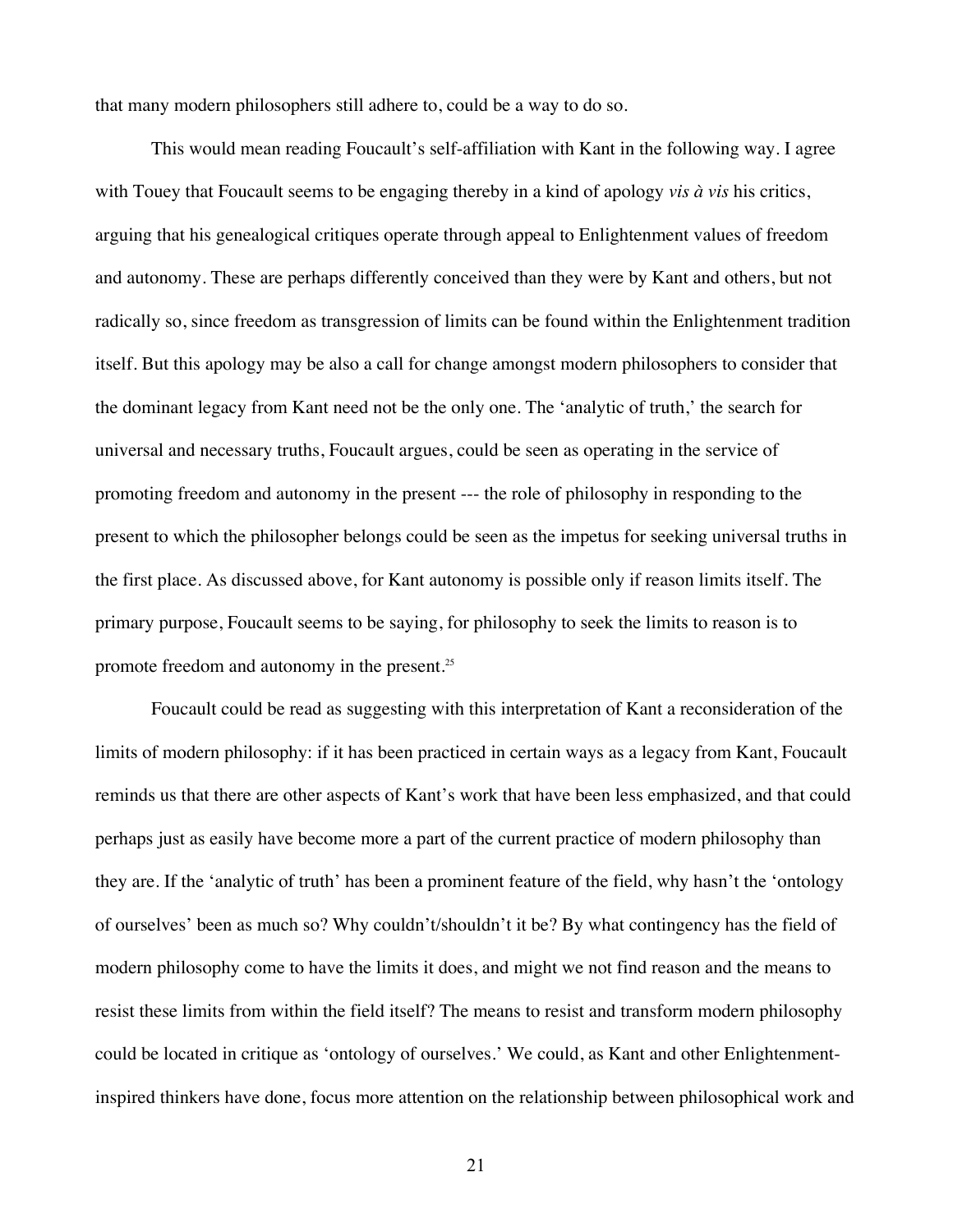that many modern philosophers still adhere to, could be a way to do so.

This would mean reading Foucault's self-affiliation with Kant in the following way. I agree with Touey that Foucault seems to be engaging thereby in a kind of apology *vis à vis* his critics, arguing that his genealogical critiques operate through appeal to Enlightenment values of freedom and autonomy. These are perhaps differently conceived than they were by Kant and others, but not radically so, since freedom as transgression of limits can be found within the Enlightenment tradition itself. But this apology may be also a call for change amongst modern philosophers to consider that the dominant legacy from Kant need not be the only one. The 'analytic of truth,' the search for universal and necessary truths, Foucault argues, could be seen as operating in the service of promoting freedom and autonomy in the present --- the role of philosophy in responding to the present to which the philosopher belongs could be seen as the impetus for seeking universal truths in the first place. As discussed above, for Kant autonomy is possible only if reason limits itself. The primary purpose, Foucault seems to be saying, for philosophy to seek the limits to reason is to promote freedom and autonomy in the present.[25]

Foucault could be read as suggesting with this interpretation of Kant a reconsideration of the limits of modern philosophy: if it has been practiced in certain ways as a legacy from Kant, Foucault reminds us that there are other aspects of Kant's work that have been less emphasized, and that could perhaps just as easily have become more a part of the current practice of modern philosophy than they are. If the 'analytic of truth' has been a prominent feature of the field, why hasn't the 'ontology of ourselves' been as much so? Why couldn't/shouldn't it be? By what contingency has the field of modern philosophy come to have the limits it does, and might we not find reason and the means to resist these limits from within the field itself? The means to resist and transform modern philosophy could be located in critique as 'ontology of ourselves.' We could, as Kant and other Enlightenment-inspired thinkers have done, focus more attention on the relationship between philosophical work and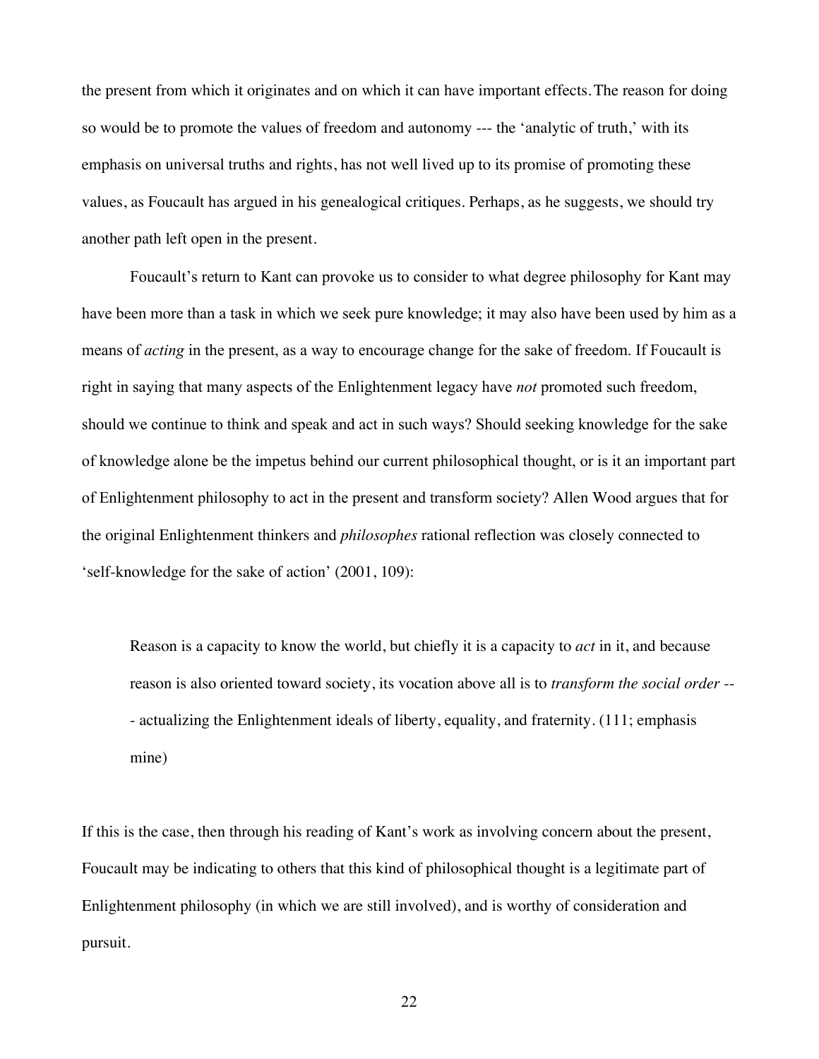the present from which it originates and on which it can have important effects. The reason for doing so would be to promote the values of freedom and autonomy --- the 'analytic of truth,' with its emphasis on universal truths and rights, has not well lived up to its promise of promoting these values, as Foucault has argued in his genealogical critiques. Perhaps, as he suggests, we should try another path left open in the present.

Foucault's return to Kant can provoke us to consider to what degree philosophy for Kant may have been more than a task in which we seek pure knowledge; it may also have been used by him as a means of *acting* in the present, as a way to encourage change for the sake of freedom. If Foucault is right in saying that many aspects of the Enlightenment legacy have *not* promoted such freedom, should we continue to think and speak and act in such ways? Should seeking knowledge for the sake of knowledge alone be the impetus behind our current philosophical thought, or is it an important part of Enlightenment philosophy to act in the present and transform society? Allen Wood argues that for the original Enlightenment thinkers and *philosophes* rational reflection was closely connected to 'self-knowledge for the sake of action' (2001, 109):

> Reason is a capacity to know the world, but chiefly it is a capacity to *act* in it, and because reason is also oriented toward society, its vocation above all is to *transform the social order* --- actualizing the Enlightenment ideals of liberty, equality, and fraternity. (111; emphasis mine)

If this is the case, then through his reading of Kant's work as involving concern about the present, Foucault may be indicating to others that this kind of philosophical thought is a legitimate part of Enlightenment philosophy (in which we are still involved), and is worthy of consideration and pursuit.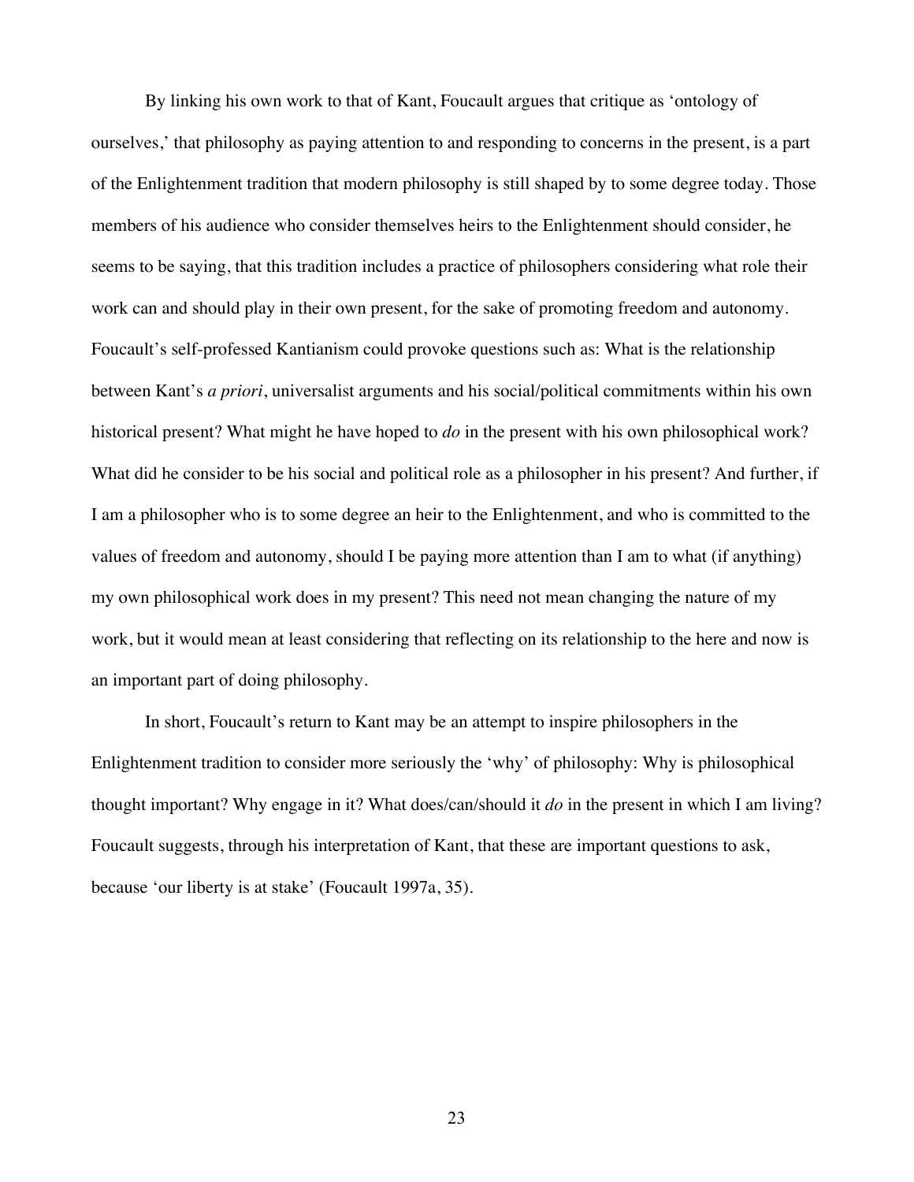By linking his own work to that of Kant, Foucault argues that critique as 'ontology of ourselves,' that philosophy as paying attention to and responding to concerns in the present, is a part of the Enlightenment tradition that modern philosophy is still shaped by to some degree today. Those members of his audience who consider themselves heirs to the Enlightenment should consider, he seems to be saying, that this tradition includes a practice of philosophers considering what role their work can and should play in their own present, for the sake of promoting freedom and autonomy. Foucault's self-professed Kantianism could provoke questions such as: What is the relationship between Kant's *a priori*, universalist arguments and his social/political commitments within his own historical present? What might he have hoped to *do* in the present with his own philosophical work? What did he consider to be his social and political role as a philosopher in his present? And further, if I am a philosopher who is to some degree an heir to the Enlightenment, and who is committed to the values of freedom and autonomy, should I be paying more attention than I am to what (if anything) my own philosophical work does in my present? This need not mean changing the nature of my work, but it would mean at least considering that reflecting on its relationship to the here and now is an important part of doing philosophy.

In short, Foucault's return to Kant may be an attempt to inspire philosophers in the Enlightenment tradition to consider more seriously the 'why' of philosophy: Why is philosophical thought important? Why engage in it? What does/can/should it *do* in the present in which I am living? Foucault suggests, through his interpretation of Kant, that these are important questions to ask, because 'our liberty is at stake' (Foucault 1997a, 35).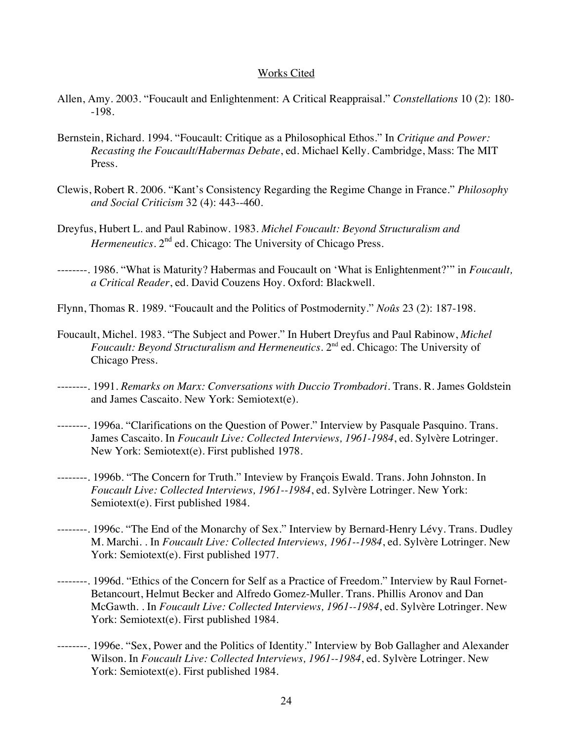## Works Cited

Allen, Amy. 2003. "Foucault and Enlightenment: A Critical Reappraisal." *Constellations* 10 (2): 180--198.

Bernstein, Richard. 1994. "Foucault: Critique as a Philosophical Ethos." In *Critique and Power: Recasting the Foucault/Habermas Debate*, ed. Michael Kelly. Cambridge, Mass: The MIT Press.

Clewis, Robert R. 2006. "Kant's Consistency Regarding the Regime Change in France." *Philosophy and Social Criticism* 32 (4): 443--460.

Dreyfus, Hubert L. and Paul Rabinow. 1983. *Michel Foucault: Beyond Structuralism and Hermeneutics*. 2nd ed. Chicago: The University of Chicago Press.

--------. 1986. "What is Maturity? Habermas and Foucault on 'What is Enlightenment?'" in *Foucault, a Critical Reader*, ed. David Couzens Hoy. Oxford: Blackwell.

Flynn, Thomas R. 1989. "Foucault and the Politics of Postmodernity." *Noûs* 23 (2): 187-198.

Foucault, Michel. 1983. "The Subject and Power." In Hubert Dreyfus and Paul Rabinow, *Michel Foucault: Beyond Structuralism and Hermeneutics*. 2nd ed. Chicago: The University of Chicago Press.

--------. 1991. *Remarks on Marx: Conversations with Duccio Trombadori*. Trans. R. James Goldstein and James Cascaito. New York: Semiotext(e).

--------. 1996a. "Clarifications on the Question of Power." Interview by Pasquale Pasquino. Trans. James Cascaito. In *Foucault Live: Collected Interviews, 1961-1984*, ed. Sylvère Lotringer. New York: Semiotext(e). First published 1978.

--------. 1996b. "The Concern for Truth." Inteview by François Ewald. Trans. John Johnston. In *Foucault Live: Collected Interviews, 1961--1984*, ed. Sylvère Lotringer. New York: Semiotext(e). First published 1984.

--------. 1996c. "The End of the Monarchy of Sex." Interview by Bernard-Henry Lévy. Trans. Dudley M. Marchi. . In *Foucault Live: Collected Interviews, 1961--1984*, ed. Sylvère Lotringer. New York: Semiotext(e). First published 1977.

--------. 1996d. "Ethics of the Concern for Self as a Practice of Freedom." Interview by Raul Fornet-Betancourt, Helmut Becker and Alfredo Gomez-Muller. Trans. Phillis Aronov and Dan McGawth. . In *Foucault Live: Collected Interviews, 1961--1984*, ed. Sylvère Lotringer. New York: Semiotext(e). First published 1984.

--------. 1996e. "Sex, Power and the Politics of Identity." Interview by Bob Gallagher and Alexander Wilson. In *Foucault Live: Collected Interviews, 1961--1984*, ed. Sylvère Lotringer. New York: Semiotext(e). First published 1984.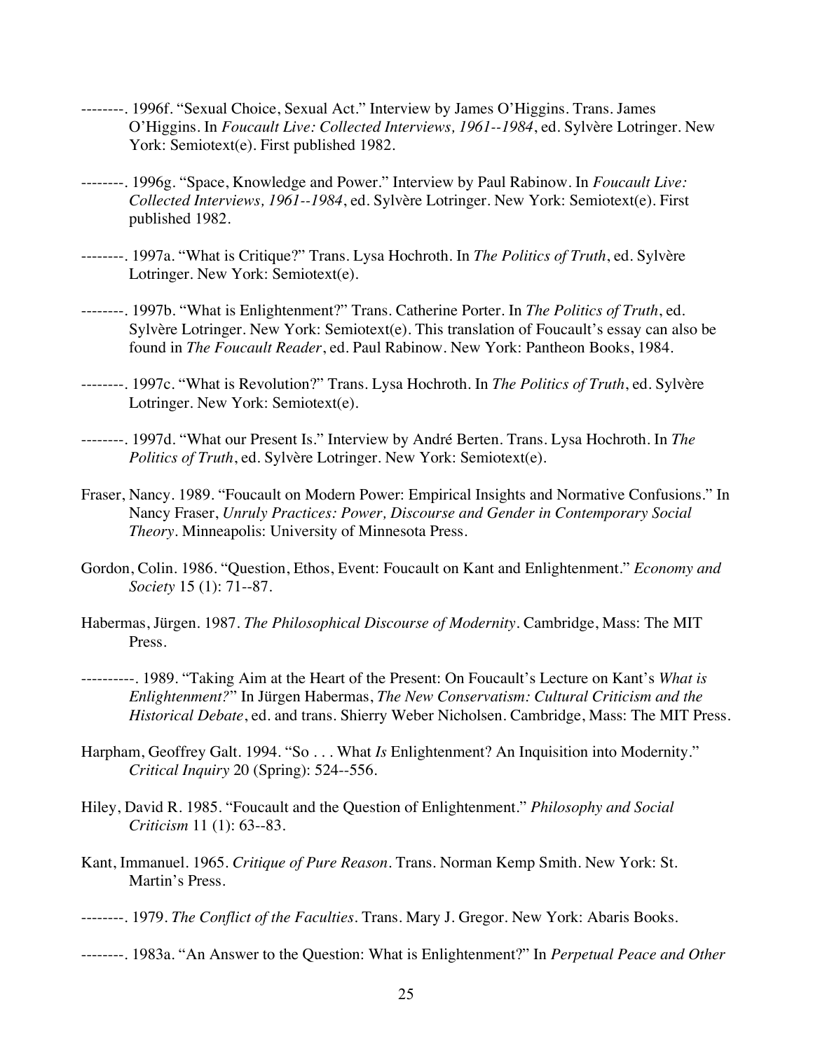--------. 1996f. "Sexual Choice, Sexual Act." Interview by James O'Higgins. Trans. James O'Higgins. In *Foucault Live: Collected Interviews, 1961--1984*, ed. Sylvère Lotringer. New York: Semiotext(e). First published 1982.

--------. 1996g. "Space, Knowledge and Power." Interview by Paul Rabinow. In *Foucault Live: Collected Interviews, 1961--1984*, ed. Sylvère Lotringer. New York: Semiotext(e). First published 1982.

--------. 1997a. "What is Critique?" Trans. Lysa Hochroth. In *The Politics of Truth*, ed. Sylvère Lotringer. New York: Semiotext(e).

--------. 1997b. "What is Enlightenment?" Trans. Catherine Porter. In *The Politics of Truth*, ed. Sylvère Lotringer. New York: Semiotext(e). This translation of Foucault's essay can also be found in *The Foucault Reader*, ed. Paul Rabinow. New York: Pantheon Books, 1984.

--------. 1997c. "What is Revolution?" Trans. Lysa Hochroth. In *The Politics of Truth*, ed. Sylvère Lotringer. New York: Semiotext(e).

--------. 1997d. "What our Present Is." Interview by André Berten. Trans. Lysa Hochroth. In *The Politics of Truth*, ed. Sylvère Lotringer. New York: Semiotext(e).

Fraser, Nancy. 1989. "Foucault on Modern Power: Empirical Insights and Normative Confusions." In Nancy Fraser, *Unruly Practices: Power, Discourse and Gender in Contemporary Social Theory*. Minneapolis: University of Minnesota Press.

Gordon, Colin. 1986. "Question, Ethos, Event: Foucault on Kant and Enlightenment." *Economy and Society* 15 (1): 71--87.

Habermas, Jürgen. 1987. *The Philosophical Discourse of Modernity*. Cambridge, Mass: The MIT Press.

----------. 1989. "Taking Aim at the Heart of the Present: On Foucault's Lecture on Kant's *What is Enlightenment?*" In Jürgen Habermas, *The New Conservatism: Cultural Criticism and the Historical Debate*, ed. and trans. Shierry Weber Nicholsen. Cambridge, Mass: The MIT Press.

Harpham, Geoffrey Galt. 1994. "So . . . What *Is* Enlightenment? An Inquisition into Modernity." *Critical Inquiry* 20 (Spring): 524--556.

Hiley, David R. 1985. "Foucault and the Question of Enlightenment." *Philosophy and Social Criticism* 11 (1): 63--83.

Kant, Immanuel. 1965. *Critique of Pure Reason*. Trans. Norman Kemp Smith. New York: St. Martin's Press.

--------. 1979. *The Conflict of the Faculties*. Trans. Mary J. Gregor. New York: Abaris Books.

--------. 1983a. "An Answer to the Question: What is Enlightenment?" In *Perpetual Peace and Other*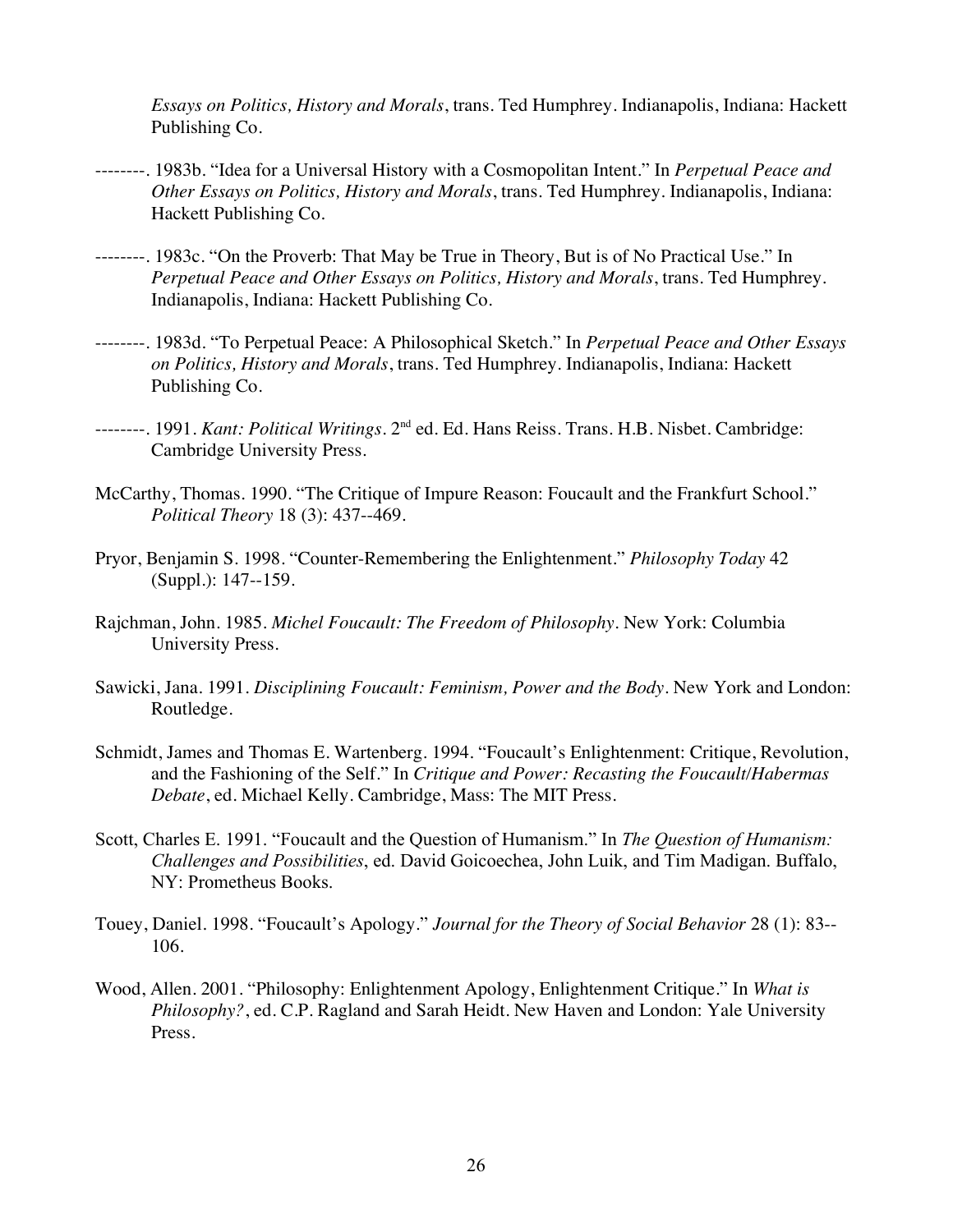*Essays on Politics, History and Morals*, trans. Ted Humphrey. Indianapolis, Indiana: Hackett Publishing Co.

--------. 1983b. "Idea for a Universal History with a Cosmopolitan Intent." In *Perpetual Peace and Other Essays on Politics, History and Morals*, trans. Ted Humphrey. Indianapolis, Indiana: Hackett Publishing Co.

--------. 1983c. "On the Proverb: That May be True in Theory, But is of No Practical Use." In *Perpetual Peace and Other Essays on Politics, History and Morals*, trans. Ted Humphrey. Indianapolis, Indiana: Hackett Publishing Co.

--------. 1983d. "To Perpetual Peace: A Philosophical Sketch." In *Perpetual Peace and Other Essays on Politics, History and Morals*, trans. Ted Humphrey. Indianapolis, Indiana: Hackett Publishing Co.

--------. 1991. *Kant: Political Writings*. 2nd ed. Ed. Hans Reiss. Trans. H.B. Nisbet. Cambridge: Cambridge University Press.

McCarthy, Thomas. 1990. "The Critique of Impure Reason: Foucault and the Frankfurt School." *Political Theory* 18 (3): 437--469.

Pryor, Benjamin S. 1998. "Counter-Remembering the Enlightenment." *Philosophy Today* 42 (Suppl.): 147--159.

Rajchman, John. 1985. *Michel Foucault: The Freedom of Philosophy*. New York: Columbia University Press.

Sawicki, Jana. 1991. *Disciplining Foucault: Feminism, Power and the Body*. New York and London: Routledge.

Schmidt, James and Thomas E. Wartenberg. 1994. "Foucault's Enlightenment: Critique, Revolution, and the Fashioning of the Self." In *Critique and Power: Recasting the Foucault/Habermas Debate*, ed. Michael Kelly. Cambridge, Mass: The MIT Press.

Scott, Charles E. 1991. "Foucault and the Question of Humanism." In *The Question of Humanism: Challenges and Possibilities*, ed. David Goicoechea, John Luik, and Tim Madigan. Buffalo, NY: Prometheus Books.

Touey, Daniel. 1998. "Foucault's Apology." *Journal for the Theory of Social Behavior* 28 (1): 83--106.

Wood, Allen. 2001. "Philosophy: Enlightenment Apology, Enlightenment Critique." In *What is Philosophy?*, ed. C.P. Ragland and Sarah Heidt. New Haven and London: Yale University Press.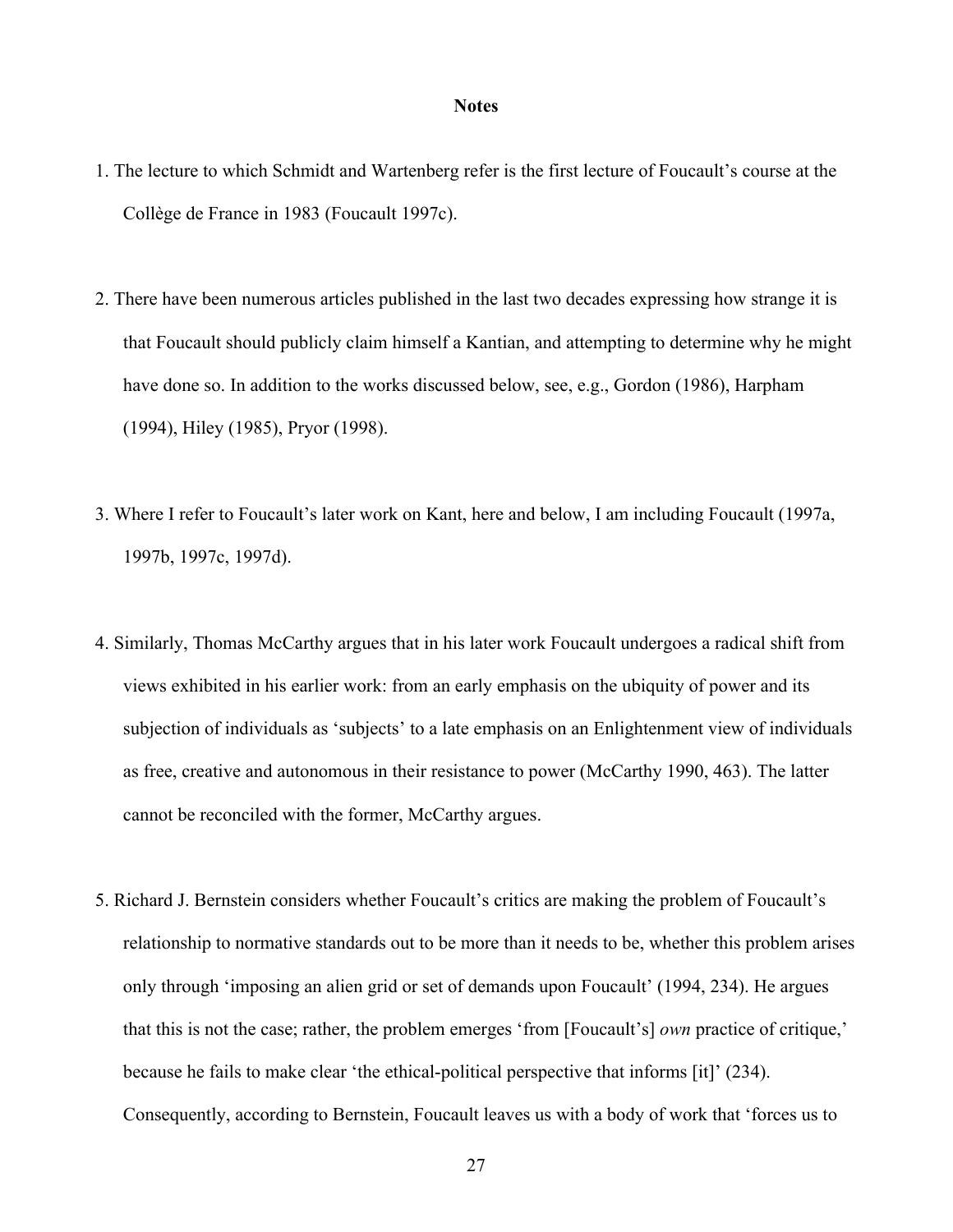## Notes

1. The lecture to which Schmidt and Wartenberg refer is the first lecture of Foucault's course at the Collège de France in 1983 (Foucault 1997c).

2. There have been numerous articles published in the last two decades expressing how strange it is that Foucault should publicly claim himself a Kantian, and attempting to determine why he might have done so. In addition to the works discussed below, see, e.g., Gordon (1986), Harpham (1994), Hiley (1985), Pryor (1998).

3. Where I refer to Foucault's later work on Kant, here and below, I am including Foucault (1997a, 1997b, 1997c, 1997d).

4. Similarly, Thomas McCarthy argues that in his later work Foucault undergoes a radical shift from views exhibited in his earlier work: from an early emphasis on the ubiquity of power and its subjection of individuals as 'subjects' to a late emphasis on an Enlightenment view of individuals as free, creative and autonomous in their resistance to power (McCarthy 1990, 463). The latter cannot be reconciled with the former, McCarthy argues.

5. Richard J. Bernstein considers whether Foucault's critics are making the problem of Foucault's relationship to normative standards out to be more than it needs to be, whether this problem arises only through 'imposing an alien grid or set of demands upon Foucault' (1994, 234). He argues that this is not the case; rather, the problem emerges 'from [Foucault's] *own* practice of critique,' because he fails to make clear 'the ethical-political perspective that informs [it]' (234). Consequently, according to Bernstein, Foucault leaves us with a body of work that 'forces us to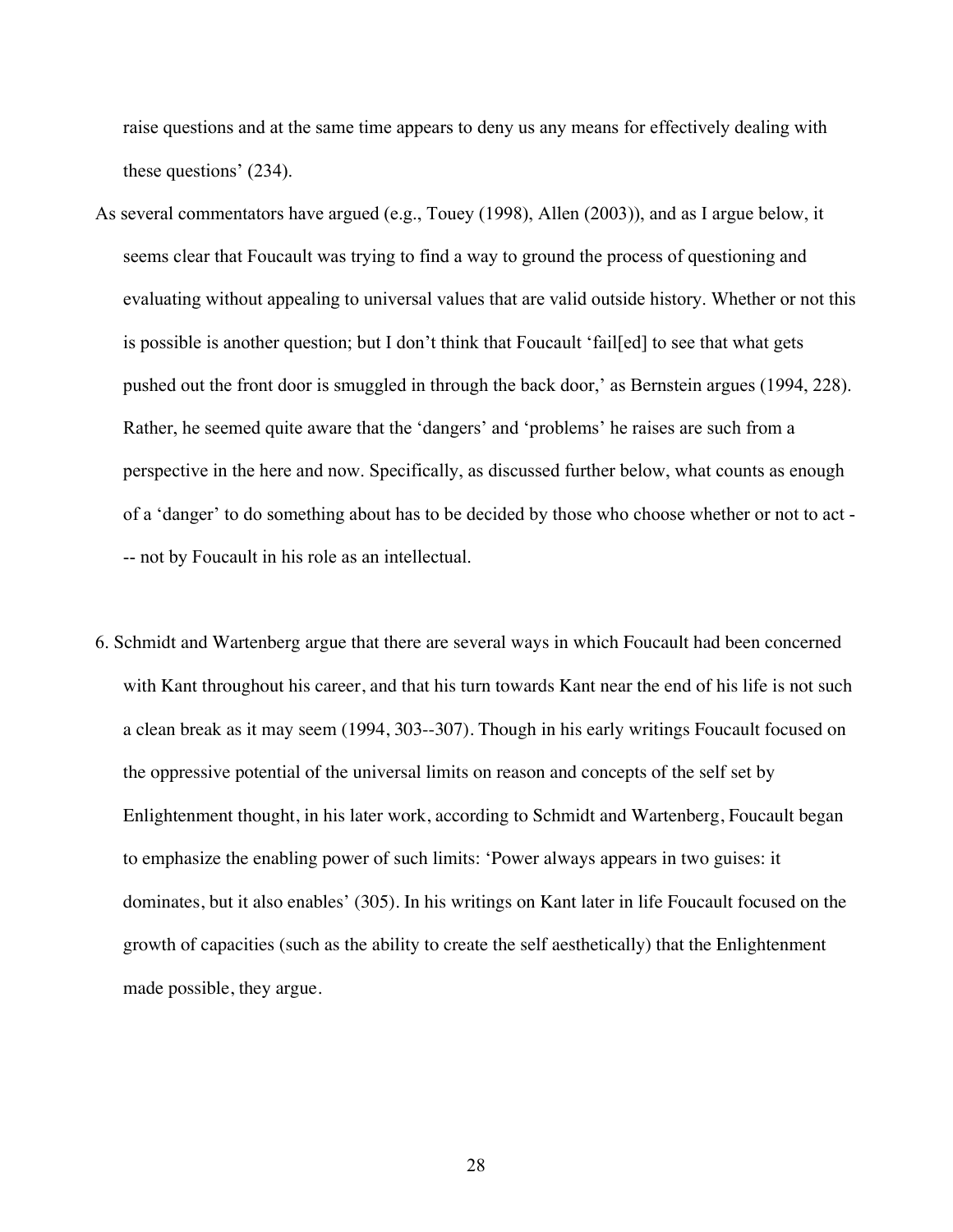raise questions and at the same time appears to deny us any means for effectively dealing with these questions' (234).

As several commentators have argued (e.g., Touey (1998), Allen (2003)), and as I argue below, it seems clear that Foucault was trying to find a way to ground the process of questioning and evaluating without appealing to universal values that are valid outside history. Whether or not this is possible is another question; but I don't think that Foucault 'fail[ed] to see that what gets pushed out the front door is smuggled in through the back door,' as Bernstein argues (1994, 228). Rather, he seemed quite aware that the 'dangers' and 'problems' he raises are such from a perspective in the here and now. Specifically, as discussed further below, what counts as enough of a 'danger' to do something about has to be decided by those who choose whether or not to act --- not by Foucault in his role as an intellectual.

6. Schmidt and Wartenberg argue that there are several ways in which Foucault had been concerned with Kant throughout his career, and that his turn towards Kant near the end of his life is not such a clean break as it may seem (1994, 303--307). Though in his early writings Foucault focused on the oppressive potential of the universal limits on reason and concepts of the self set by Enlightenment thought, in his later work, according to Schmidt and Wartenberg, Foucault began to emphasize the enabling power of such limits: 'Power always appears in two guises: it dominates, but it also enables' (305). In his writings on Kant later in life Foucault focused on the growth of capacities (such as the ability to create the self aesthetically) that the Enlightenment made possible, they argue.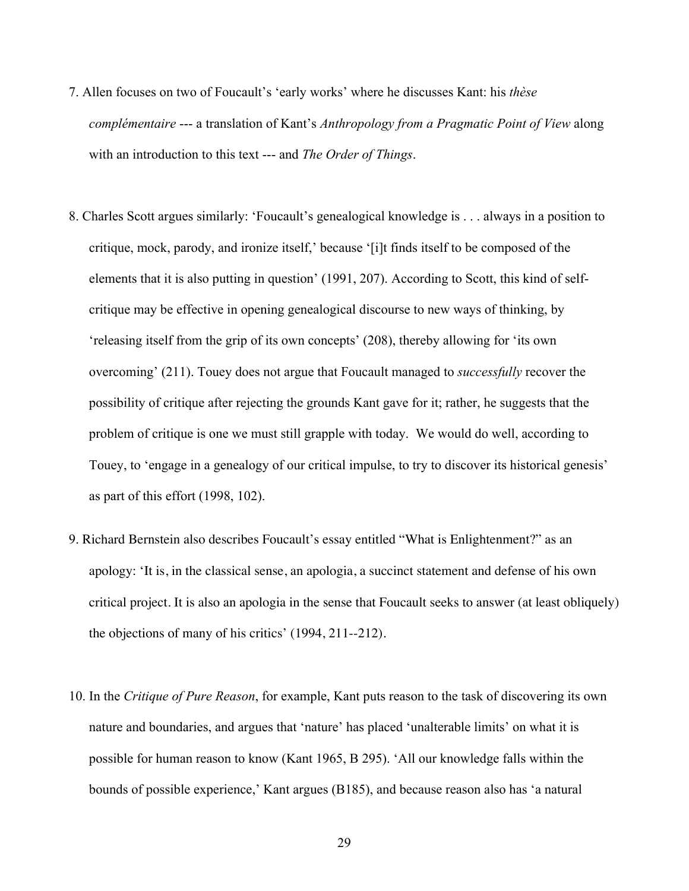7. Allen focuses on two of Foucault's 'early works' where he discusses Kant: his *thèse complémentaire* --- a translation of Kant's *Anthropology from a Pragmatic Point of View* along with an introduction to this text --- and *The Order of Things*.

8. Charles Scott argues similarly: 'Foucault's genealogical knowledge is . . . always in a position to critique, mock, parody, and ironize itself,' because '[i]t finds itself to be composed of the elements that it is also putting in question' (1991, 207). According to Scott, this kind of self-critique may be effective in opening genealogical discourse to new ways of thinking, by 'releasing itself from the grip of its own concepts' (208), thereby allowing for 'its own overcoming' (211). Touey does not argue that Foucault managed to *successfully* recover the possibility of critique after rejecting the grounds Kant gave for it; rather, he suggests that the problem of critique is one we must still grapple with today. We would do well, according to Touey, to 'engage in a genealogy of our critical impulse, to try to discover its historical genesis' as part of this effort (1998, 102).

9. Richard Bernstein also describes Foucault's essay entitled "What is Enlightenment?" as an apology: 'It is, in the classical sense, an apologia, a succinct statement and defense of his own critical project. It is also an apologia in the sense that Foucault seeks to answer (at least obliquely) the objections of many of his critics' (1994, 211--212).

10. In the *Critique of Pure Reason*, for example, Kant puts reason to the task of discovering its own nature and boundaries, and argues that 'nature' has placed 'unalterable limits' on what it is possible for human reason to know (Kant 1965, B 295). 'All our knowledge falls within the bounds of possible experience,' Kant argues (B185), and because reason also has 'a natural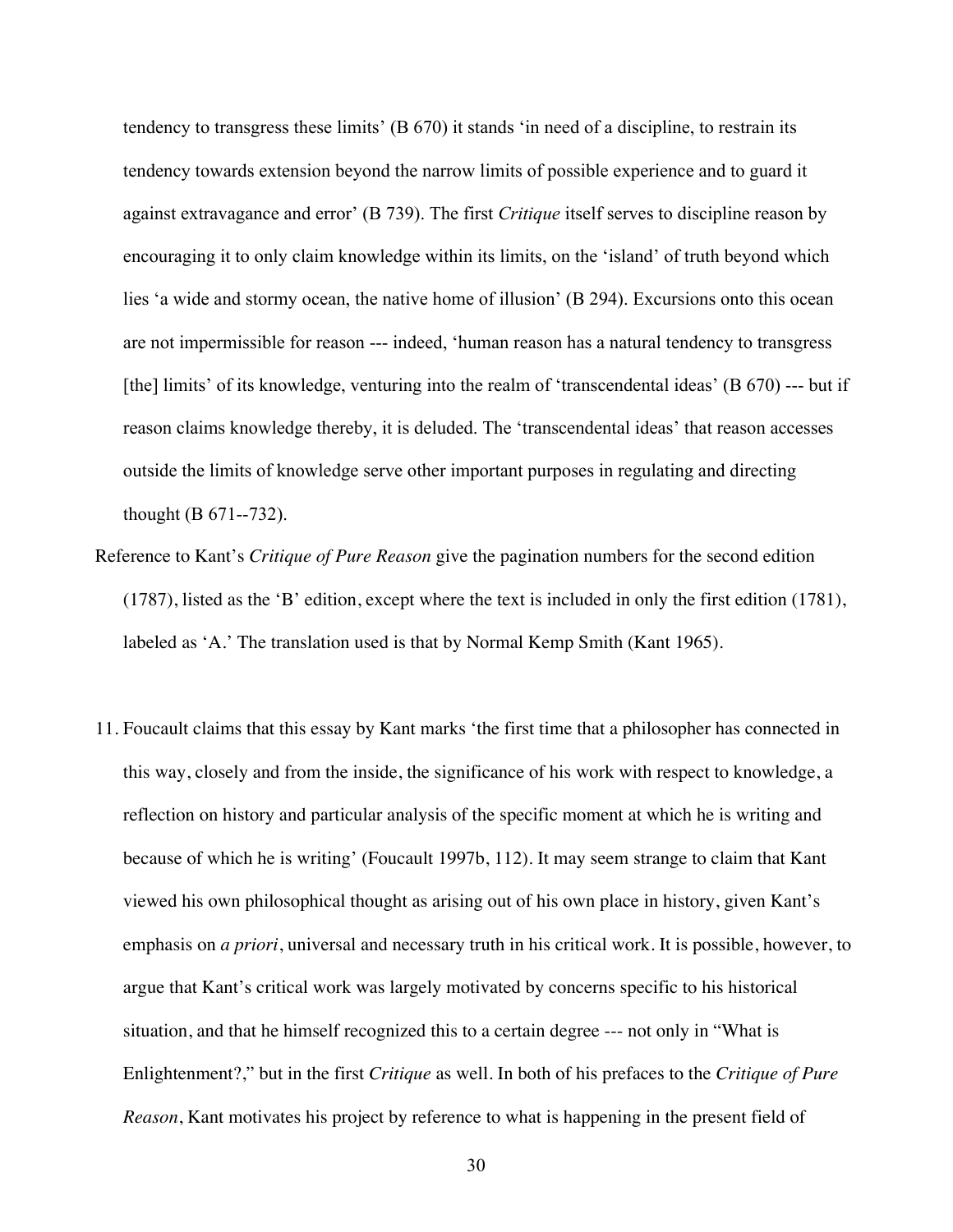tendency to transgress these limits' (B 670) it stands 'in need of a discipline, to restrain its tendency towards extension beyond the narrow limits of possible experience and to guard it against extravagance and error' (B 739). The first *Critique* itself serves to discipline reason by encouraging it to only claim knowledge within its limits, on the 'island' of truth beyond which lies 'a wide and stormy ocean, the native home of illusion' (B 294). Excursions onto this ocean are not impermissible for reason --- indeed, 'human reason has a natural tendency to transgress [the] limits' of its knowledge, venturing into the realm of 'transcendental ideas' (B 670) --- but if reason claims knowledge thereby, it is deluded. The 'transcendental ideas' that reason accesses outside the limits of knowledge serve other important purposes in regulating and directing thought (B 671--732).

Reference to Kant's *Critique of Pure Reason* give the pagination numbers for the second edition (1787), listed as the 'B' edition, except where the text is included in only the first edition (1781), labeled as 'A.' The translation used is that by Normal Kemp Smith (Kant 1965).

11. Foucault claims that this essay by Kant marks 'the first time that a philosopher has connected in this way, closely and from the inside, the significance of his work with respect to knowledge, a reflection on history and particular analysis of the specific moment at which he is writing and because of which he is writing' (Foucault 1997b, 112). It may seem strange to claim that Kant viewed his own philosophical thought as arising out of his own place in history, given Kant's emphasis on *a priori*, universal and necessary truth in his critical work. It is possible, however, to argue that Kant's critical work was largely motivated by concerns specific to his historical situation, and that he himself recognized this to a certain degree --- not only in "What is Enlightenment?," but in the first *Critique* as well. In both of his prefaces to the *Critique of Pure Reason*, Kant motivates his project by reference to what is happening in the present field of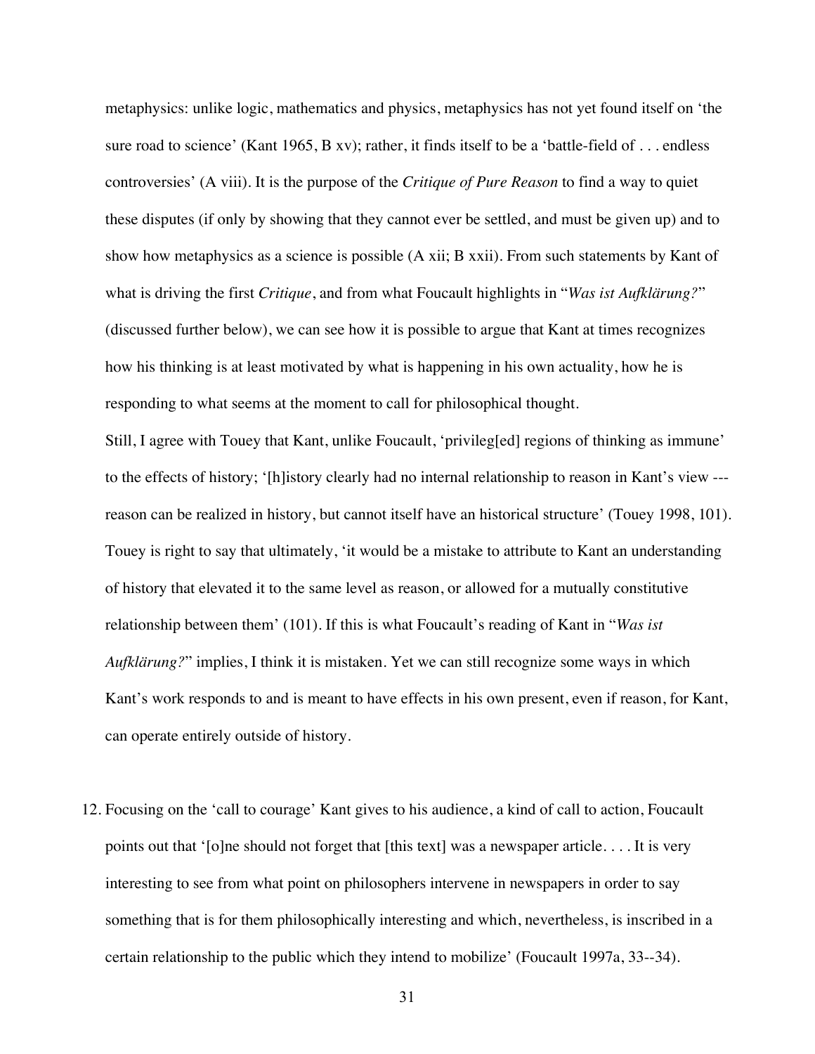metaphysics: unlike logic, mathematics and physics, metaphysics has not yet found itself on 'the sure road to science' (Kant 1965, B xv); rather, it finds itself to be a 'battle-field of . . . endless controversies' (A viii). It is the purpose of the *Critique of Pure Reason* to find a way to quiet these disputes (if only by showing that they cannot ever be settled, and must be given up) and to show how metaphysics as a science is possible (A xii; B xxii). From such statements by Kant of what is driving the first *Critique*, and from what Foucault highlights in "*Was ist Aufklärung?*" (discussed further below), we can see how it is possible to argue that Kant at times recognizes how his thinking is at least motivated by what is happening in his own actuality, how he is responding to what seems at the moment to call for philosophical thought.

Still, I agree with Touey that Kant, unlike Foucault, 'privileg[ed] regions of thinking as immune' to the effects of history; '[h]istory clearly had no internal relationship to reason in Kant's view --- reason can be realized in history, but cannot itself have an historical structure' (Touey 1998, 101). Touey is right to say that ultimately, 'it would be a mistake to attribute to Kant an understanding of history that elevated it to the same level as reason, or allowed for a mutually constitutive relationship between them' (101). If this is what Foucault's reading of Kant in "*Was ist Aufklärung?*" implies, I think it is mistaken. Yet we can still recognize some ways in which Kant's work responds to and is meant to have effects in his own present, even if reason, for Kant, can operate entirely outside of history.

12. Focusing on the 'call to courage' Kant gives to his audience, a kind of call to action, Foucault points out that '[o]ne should not forget that [this text] was a newspaper article. . . . It is very interesting to see from what point on philosophers intervene in newspapers in order to say something that is for them philosophically interesting and which, nevertheless, is inscribed in a certain relationship to the public which they intend to mobilize' (Foucault 1997a, 33--34).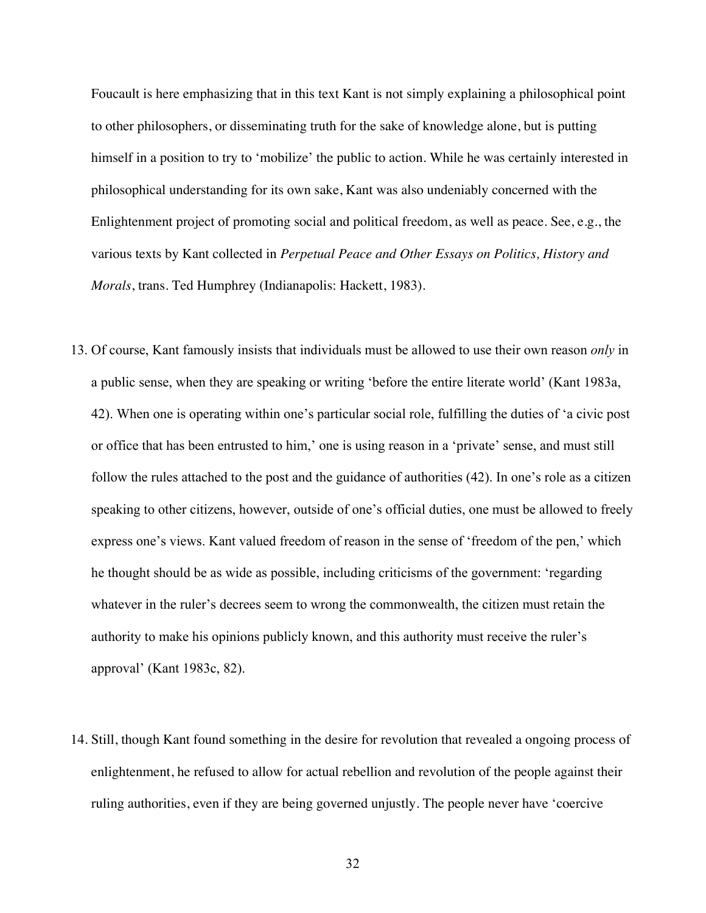Foucault is here emphasizing that in this text Kant is not simply explaining a philosophical point to other philosophers, or disseminating truth for the sake of knowledge alone, but is putting himself in a position to try to 'mobilize' the public to action. While he was certainly interested in philosophical understanding for its own sake, Kant was also undeniably concerned with the Enlightenment project of promoting social and political freedom, as well as peace. See, e.g., the various texts by Kant collected in *Perpetual Peace and Other Essays on Politics, History and Morals*, trans. Ted Humphrey (Indianapolis: Hackett, 1983).

13. Of course, Kant famously insists that individuals must be allowed to use their own reason *only* in a public sense, when they are speaking or writing 'before the entire literate world' (Kant 1983a, 42). When one is operating within one's particular social role, fulfilling the duties of 'a civic post or office that has been entrusted to him,' one is using reason in a 'private' sense, and must still follow the rules attached to the post and the guidance of authorities (42). In one's role as a citizen speaking to other citizens, however, outside of one's official duties, one must be allowed to freely express one's views. Kant valued freedom of reason in the sense of 'freedom of the pen,' which he thought should be as wide as possible, including criticisms of the government: 'regarding whatever in the ruler's decrees seem to wrong the commonwealth, the citizen must retain the authority to make his opinions publicly known, and this authority must receive the ruler's approval' (Kant 1983c, 82).

14. Still, though Kant found something in the desire for revolution that revealed a ongoing process of enlightenment, he refused to allow for actual rebellion and revolution of the people against their ruling authorities, even if they are being governed unjustly. The people never have 'coercive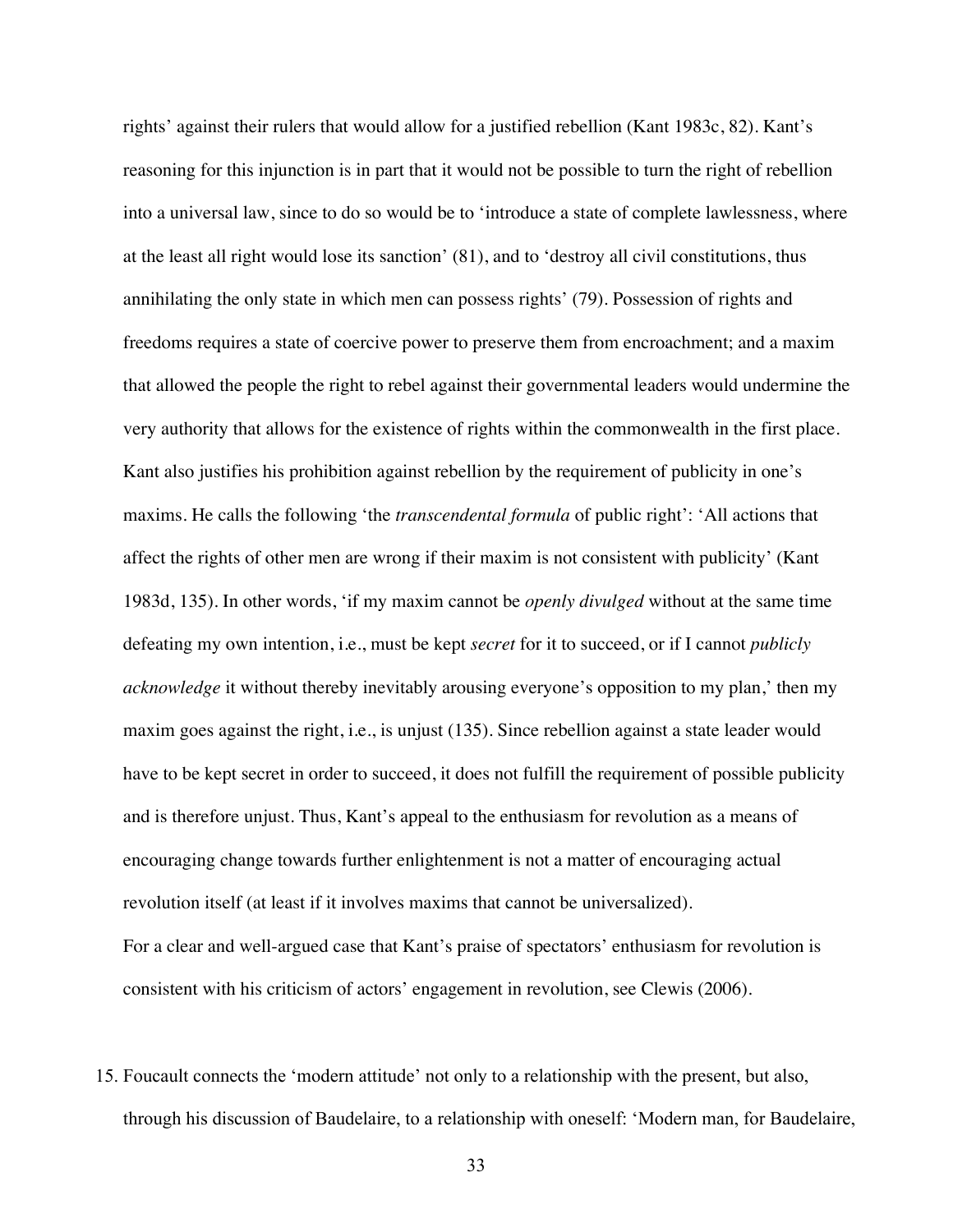rights' against their rulers that would allow for a justified rebellion (Kant 1983c, 82). Kant's reasoning for this injunction is in part that it would not be possible to turn the right of rebellion into a universal law, since to do so would be to 'introduce a state of complete lawlessness, where at the least all right would lose its sanction' (81), and to 'destroy all civil constitutions, thus annihilating the only state in which men can possess rights' (79). Possession of rights and freedoms requires a state of coercive power to preserve them from encroachment; and a maxim that allowed the people the right to rebel against their governmental leaders would undermine the very authority that allows for the existence of rights within the commonwealth in the first place. Kant also justifies his prohibition against rebellion by the requirement of publicity in one's maxims. He calls the following 'the *transcendental formula* of public right': 'All actions that affect the rights of other men are wrong if their maxim is not consistent with publicity' (Kant 1983d, 135). In other words, 'if my maxim cannot be *openly divulged* without at the same time defeating my own intention, i.e., must be kept *secret* for it to succeed, or if I cannot *publicly acknowledge* it without thereby inevitably arousing everyone's opposition to my plan,' then my maxim goes against the right, i.e., is unjust (135). Since rebellion against a state leader would have to be kept secret in order to succeed, it does not fulfill the requirement of possible publicity and is therefore unjust. Thus, Kant's appeal to the enthusiasm for revolution as a means of encouraging change towards further enlightenment is not a matter of encouraging actual revolution itself (at least if it involves maxims that cannot be universalized).

For a clear and well-argued case that Kant's praise of spectators' enthusiasm for revolution is consistent with his criticism of actors' engagement in revolution, see Clewis (2006).

15. Foucault connects the 'modern attitude' not only to a relationship with the present, but also, through his discussion of Baudelaire, to a relationship with oneself: 'Modern man, for Baudelaire,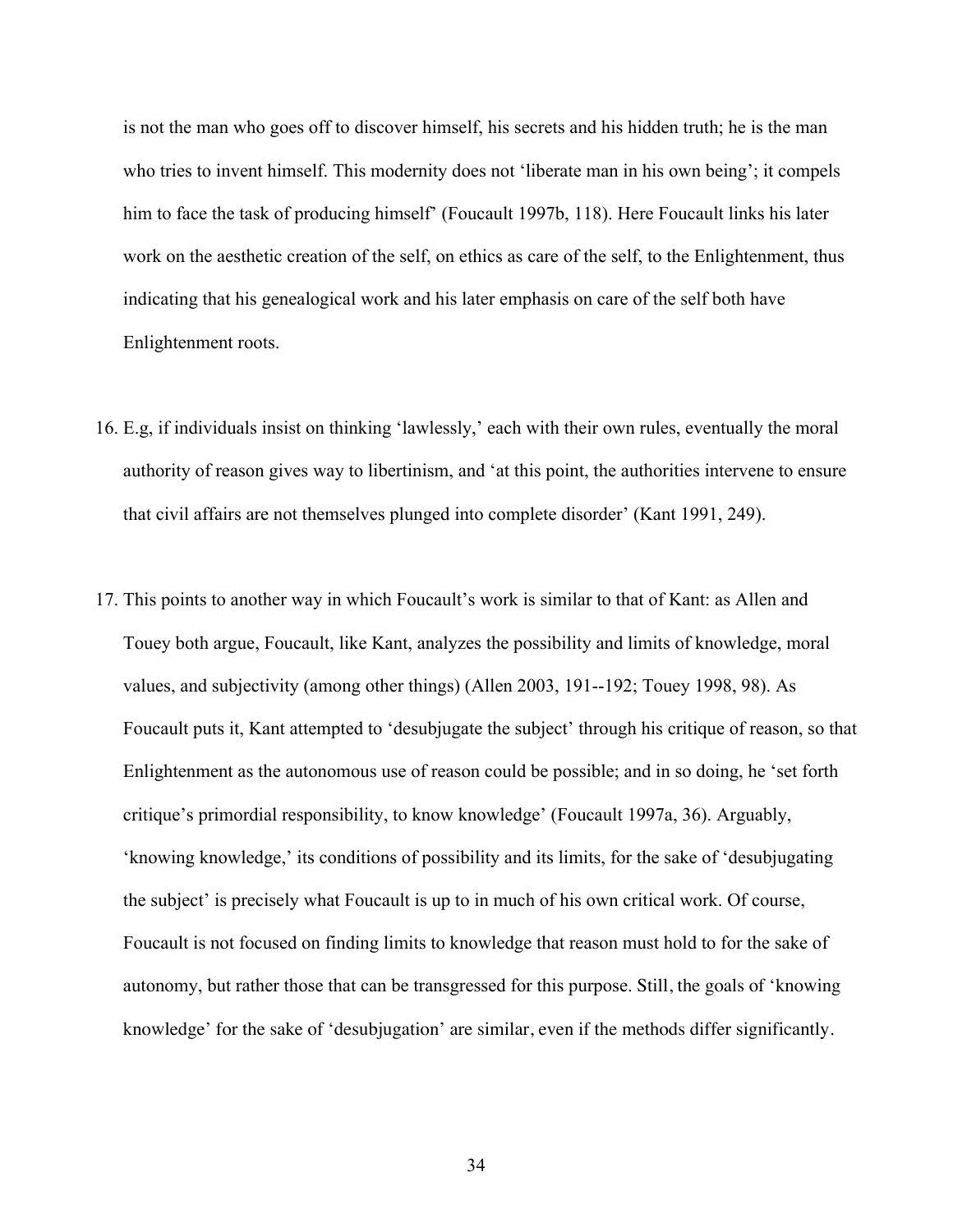is not the man who goes off to discover himself, his secrets and his hidden truth; he is the man who tries to invent himself. This modernity does not 'liberate man in his own being'; it compels him to face the task of producing himself' (Foucault 1997b, 118). Here Foucault links his later work on the aesthetic creation of the self, on ethics as care of the self, to the Enlightenment, thus indicating that his genealogical work and his later emphasis on care of the self both have Enlightenment roots.

16. E.g, if individuals insist on thinking 'lawlessly,' each with their own rules, eventually the moral authority of reason gives way to libertinism, and 'at this point, the authorities intervene to ensure that civil affairs are not themselves plunged into complete disorder' (Kant 1991, 249).

17. This points to another way in which Foucault's work is similar to that of Kant: as Allen and Touey both argue, Foucault, like Kant, analyzes the possibility and limits of knowledge, moral values, and subjectivity (among other things) (Allen 2003, 191--192; Touey 1998, 98). As Foucault puts it, Kant attempted to 'desubjugate the subject' through his critique of reason, so that Enlightenment as the autonomous use of reason could be possible; and in so doing, he 'set forth critique's primordial responsibility, to know knowledge' (Foucault 1997a, 36). Arguably, 'knowing knowledge,' its conditions of possibility and its limits, for the sake of 'desubjugating the subject' is precisely what Foucault is up to in much of his own critical work. Of course, Foucault is not focused on finding limits to knowledge that reason must hold to for the sake of autonomy, but rather those that can be transgressed for this purpose. Still, the goals of 'knowing knowledge' for the sake of 'desubjugation' are similar, even if the methods differ significantly.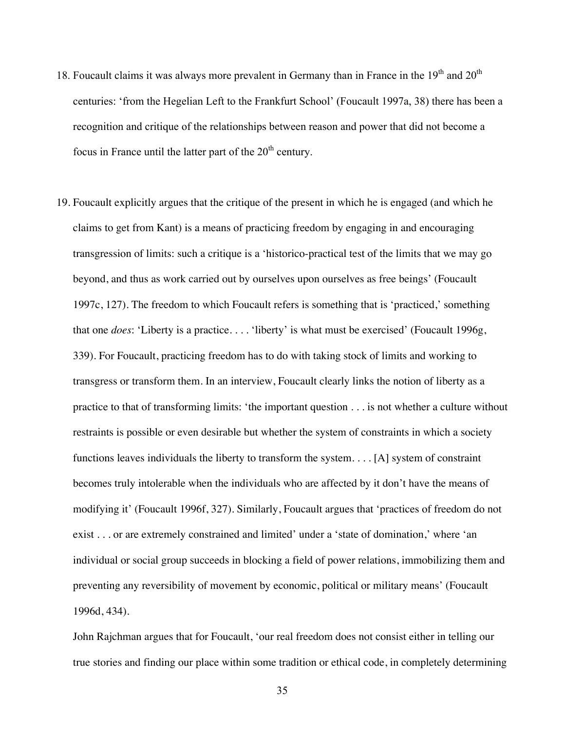18. Foucault claims it was always more prevalent in Germany than in France in the 19th and 20th centuries: 'from the Hegelian Left to the Frankfurt School' (Foucault 1997a, 38) there has been a recognition and critique of the relationships between reason and power that did not become a focus in France until the latter part of the 20th century.

19. Foucault explicitly argues that the critique of the present in which he is engaged (and which he claims to get from Kant) is a means of practicing freedom by engaging in and encouraging transgression of limits: such a critique is a 'historico-practical test of the limits that we may go beyond, and thus as work carried out by ourselves upon ourselves as free beings' (Foucault 1997c, 127). The freedom to which Foucault refers is something that is 'practiced,' something that one *does*: 'Liberty is a practice. . . . 'liberty' is what must be exercised' (Foucault 1996g, 339). For Foucault, practicing freedom has to do with taking stock of limits and working to transgress or transform them. In an interview, Foucault clearly links the notion of liberty as a practice to that of transforming limits: 'the important question . . . is not whether a culture without restraints is possible or even desirable but whether the system of constraints in which a society functions leaves individuals the liberty to transform the system. . . . [A] system of constraint becomes truly intolerable when the individuals who are affected by it don't have the means of modifying it' (Foucault 1996f, 327). Similarly, Foucault argues that 'practices of freedom do not exist . . . or are extremely constrained and limited' under a 'state of domination,' where 'an individual or social group succeeds in blocking a field of power relations, immobilizing them and preventing any reversibility of movement by economic, political or military means' (Foucault 1996d, 434).

    John Rajchman argues that for Foucault, 'our real freedom does not consist either in telling our true stories and finding our place within some tradition or ethical code, in completely determining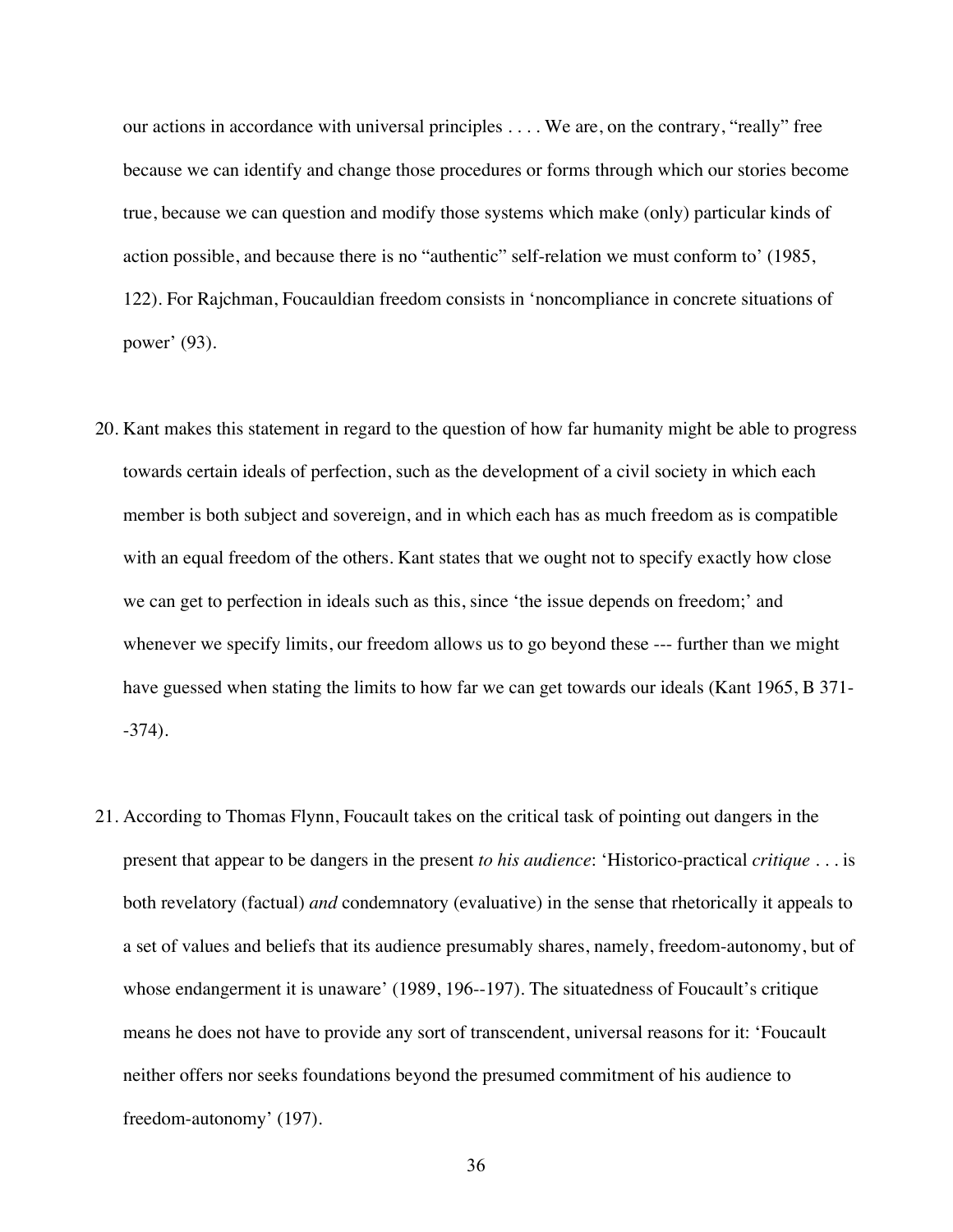our actions in accordance with universal principles . . . . We are, on the contrary, "really" free because we can identify and change those procedures or forms through which our stories become true, because we can question and modify those systems which make (only) particular kinds of action possible, and because there is no "authentic" self-relation we must conform to' (1985, 122). For Rajchman, Foucauldian freedom consists in 'noncompliance in concrete situations of power' (93).

20. Kant makes this statement in regard to the question of how far humanity might be able to progress towards certain ideals of perfection, such as the development of a civil society in which each member is both subject and sovereign, and in which each has as much freedom as is compatible with an equal freedom of the others. Kant states that we ought not to specify exactly how close we can get to perfection in ideals such as this, since 'the issue depends on freedom;' and whenever we specify limits, our freedom allows us to go beyond these --- further than we might have guessed when stating the limits to how far we can get towards our ideals (Kant 1965, B 371--374).

21. According to Thomas Flynn, Foucault takes on the critical task of pointing out dangers in the present that appear to be dangers in the present *to his audience*: 'Historico-practical *critique* . . . is both revelatory (factual) *and* condemnatory (evaluative) in the sense that rhetorically it appeals to a set of values and beliefs that its audience presumably shares, namely, freedom-autonomy, but of whose endangerment it is unaware' (1989, 196--197). The situatedness of Foucault's critique means he does not have to provide any sort of transcendent, universal reasons for it: 'Foucault neither offers nor seeks foundations beyond the presumed commitment of his audience to freedom-autonomy' (197).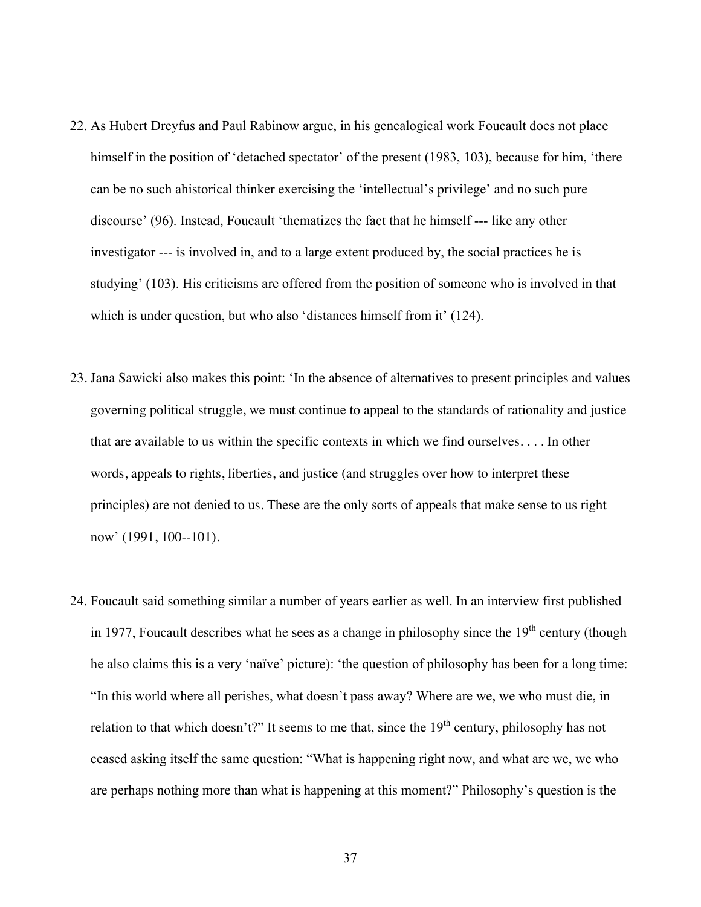22. As Hubert Dreyfus and Paul Rabinow argue, in his genealogical work Foucault does not place himself in the position of 'detached spectator' of the present (1983, 103), because for him, 'there can be no such ahistorical thinker exercising the 'intellectual's privilege' and no such pure discourse' (96). Instead, Foucault 'thematizes the fact that he himself --- like any other investigator --- is involved in, and to a large extent produced by, the social practices he is studying' (103). His criticisms are offered from the position of someone who is involved in that which is under question, but who also 'distances himself from it' (124).

23. Jana Sawicki also makes this point: 'In the absence of alternatives to present principles and values governing political struggle, we must continue to appeal to the standards of rationality and justice that are available to us within the specific contexts in which we find ourselves. . . . In other words, appeals to rights, liberties, and justice (and struggles over how to interpret these principles) are not denied to us. These are the only sorts of appeals that make sense to us right now' (1991, 100--101).

24. Foucault said something similar a number of years earlier as well. In an interview first published in 1977, Foucault describes what he sees as a change in philosophy since the 19th century (though he also claims this is a very 'naïve' picture): 'the question of philosophy has been for a long time: "In this world where all perishes, what doesn't pass away? Where are we, we who must die, in relation to that which doesn't?" It seems to me that, since the 19th century, philosophy has not ceased asking itself the same question: "What is happening right now, and what are we, we who are perhaps nothing more than what is happening at this moment?" Philosophy's question is the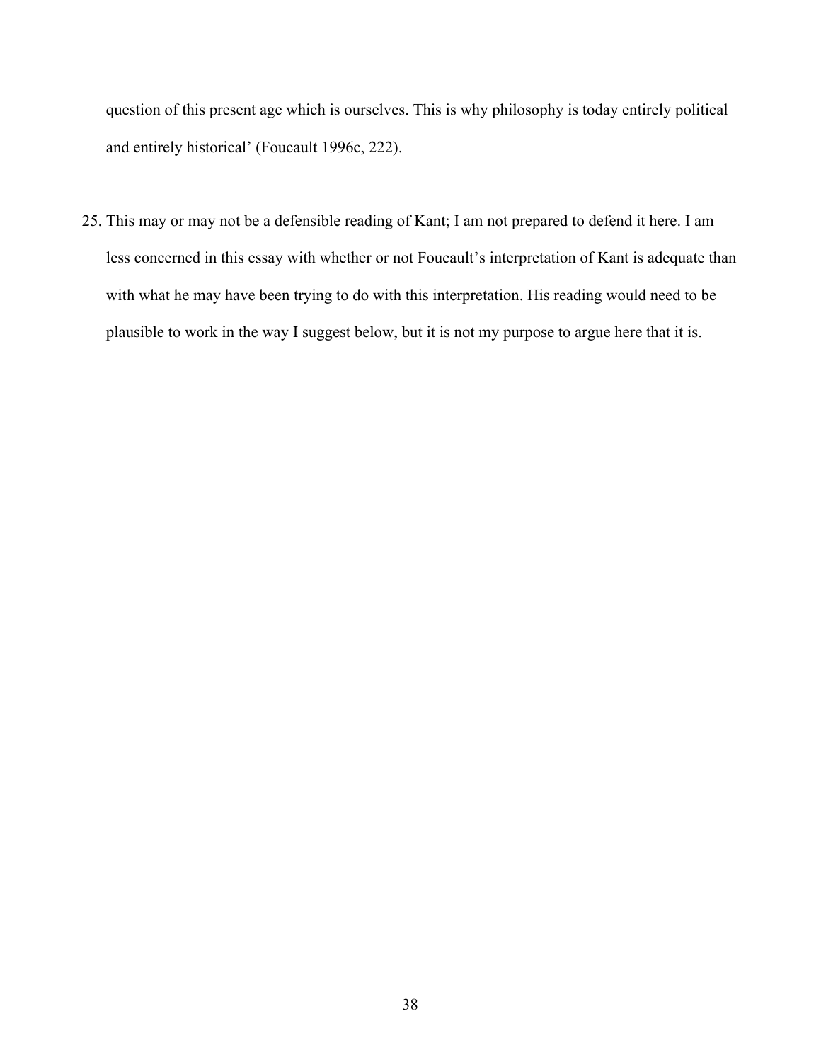question of this present age which is ourselves. This is why philosophy is today entirely political and entirely historical' (Foucault 1996c, 222).

25. This may or may not be a defensible reading of Kant; I am not prepared to defend it here. I am less concerned in this essay with whether or not Foucault's interpretation of Kant is adequate than with what he may have been trying to do with this interpretation. His reading would need to be plausible to work in the way I suggest below, but it is not my purpose to argue here that it is.